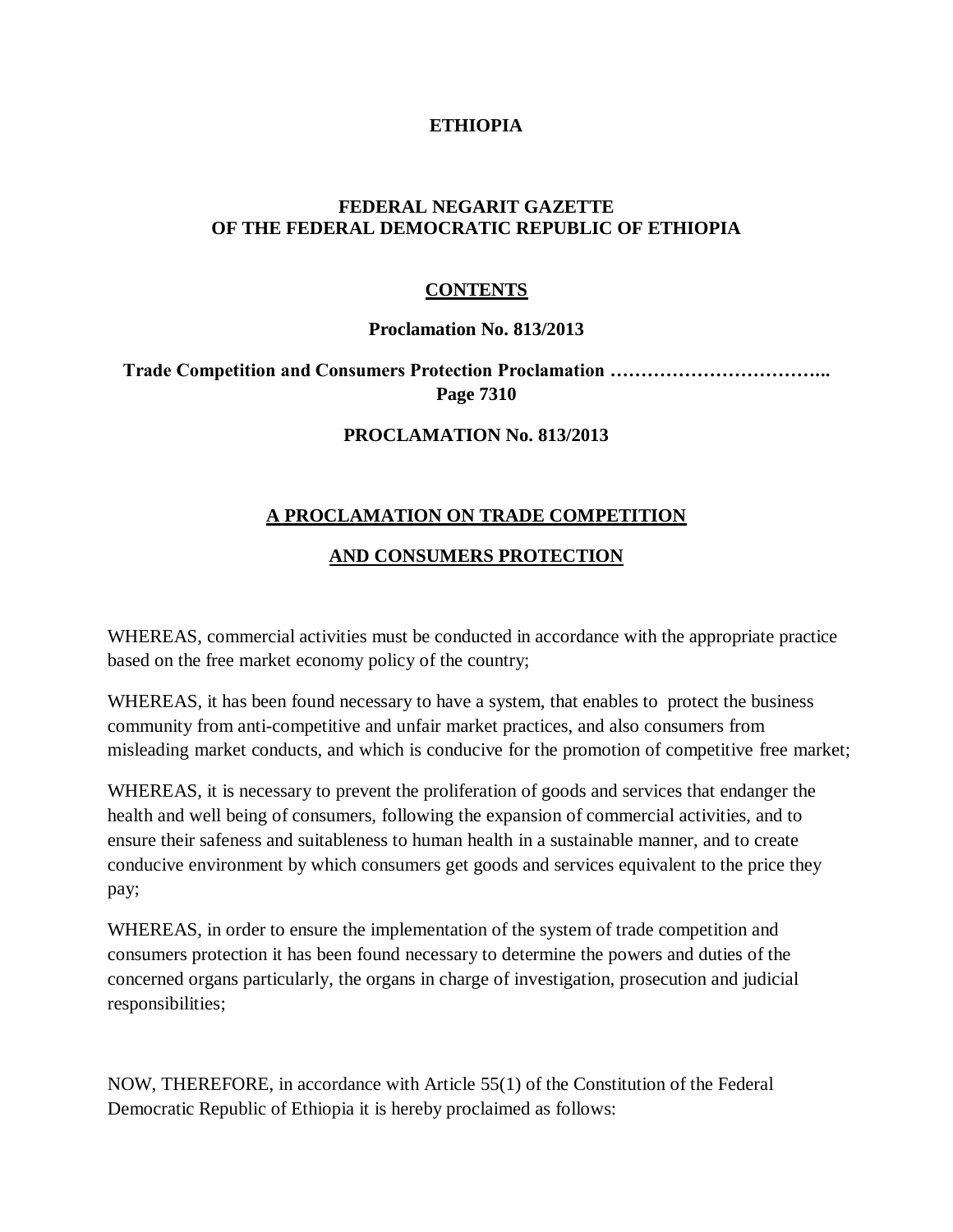**ETHIOPIA**

**FEDERAL NEGARIT GAZETTE**
**OF THE FEDERAL DEMOCRATIC REPUBLIC OF ETHIOPIA**

**CONTENTS**

**Proclamation No. 813/2013**

**Trade Competition and Consumers Protection Proclamation …………………………….. Page 7310**

**PROCLAMATION No. 813/2013**

# A PROCLAMATION ON TRADE COMPETITION AND CONSUMERS PROTECTION

WHEREAS, commercial activities must be conducted in accordance with the appropriate practice based on the free market economy policy of the country;

WHEREAS, it has been found necessary to have a system, that enables to protect the business community from anti-competitive and unfair market practices, and also consumers from misleading market conducts, and which is conducive for the promotion of competitive free market;

WHEREAS, it is necessary to prevent the proliferation of goods and services that endanger the health and well being of consumers, following the expansion of commercial activities, and to ensure their safeness and suitableness to human health in a sustainable manner, and to create conducive environment by which consumers get goods and services equivalent to the price they pay;

WHEREAS, in order to ensure the implementation of the system of trade competition and consumers protection it has been found necessary to determine the powers and duties of the concerned organs particularly, the organs in charge of investigation, prosecution and judicial responsibilities;

NOW, THEREFORE, in accordance with Article 55(1) of the Constitution of the Federal Democratic Republic of Ethiopia it is hereby proclaimed as follows: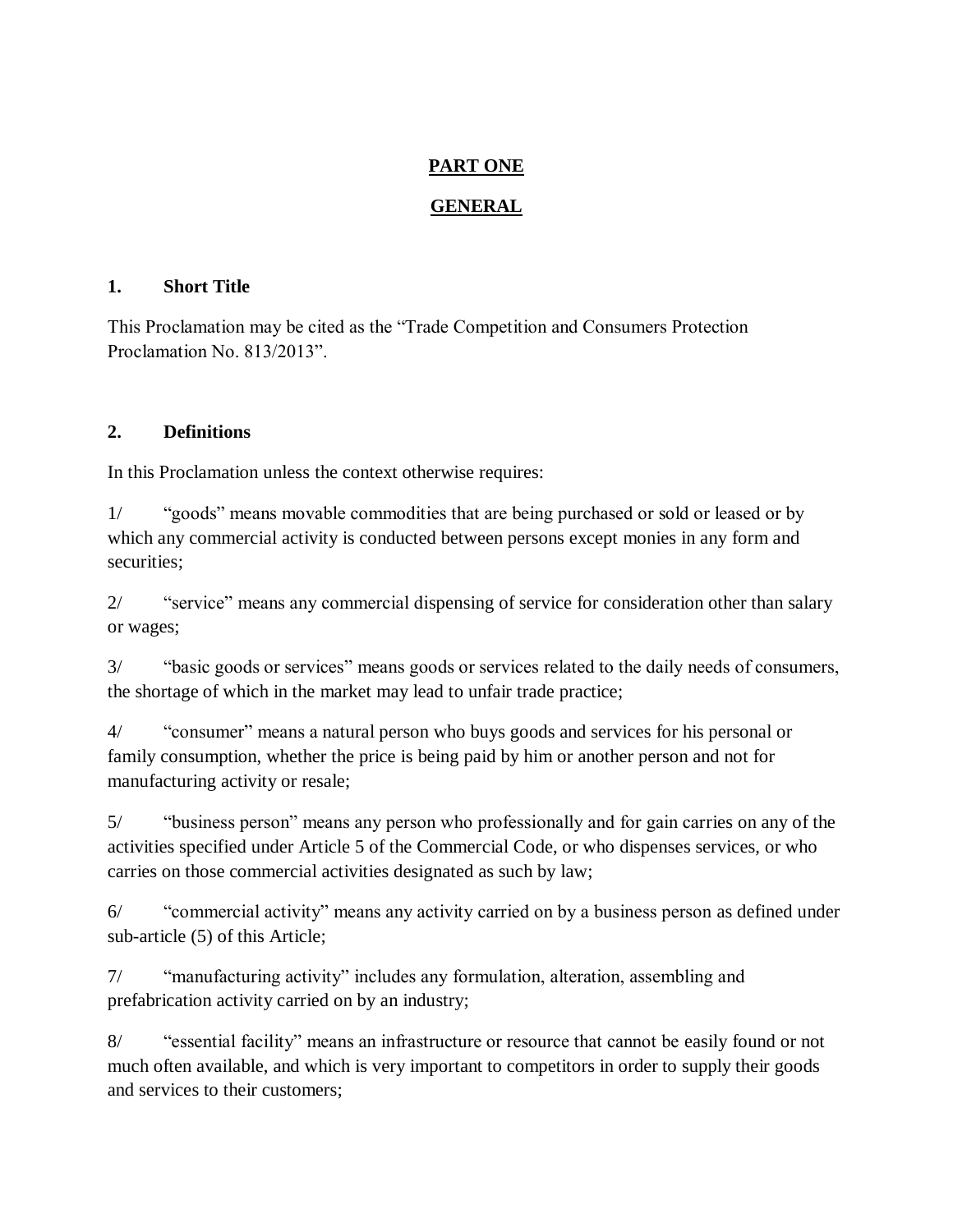## PART ONE

## GENERAL

### 1. Short Title

This Proclamation may be cited as the "Trade Competition and Consumers Protection Proclamation No. 813/2013".

### 2. Definitions

In this Proclamation unless the context otherwise requires:

1/ "goods" means movable commodities that are being purchased or sold or leased or by which any commercial activity is conducted between persons except monies in any form and securities;

2/ "service" means any commercial dispensing of service for consideration other than salary or wages;

3/ "basic goods or services" means goods or services related to the daily needs of consumers, the shortage of which in the market may lead to unfair trade practice;

4/ "consumer" means a natural person who buys goods and services for his personal or family consumption, whether the price is being paid by him or another person and not for manufacturing activity or resale;

5/ "business person" means any person who professionally and for gain carries on any of the activities specified under Article 5 of the Commercial Code, or who dispenses services, or who carries on those commercial activities designated as such by law;

6/ "commercial activity" means any activity carried on by a business person as defined under sub-article (5) of this Article;

7/ "manufacturing activity" includes any formulation, alteration, assembling and prefabrication activity carried on by an industry;

8/ "essential facility" means an infrastructure or resource that cannot be easily found or not much often available, and which is very important to competitors in order to supply their goods and services to their customers;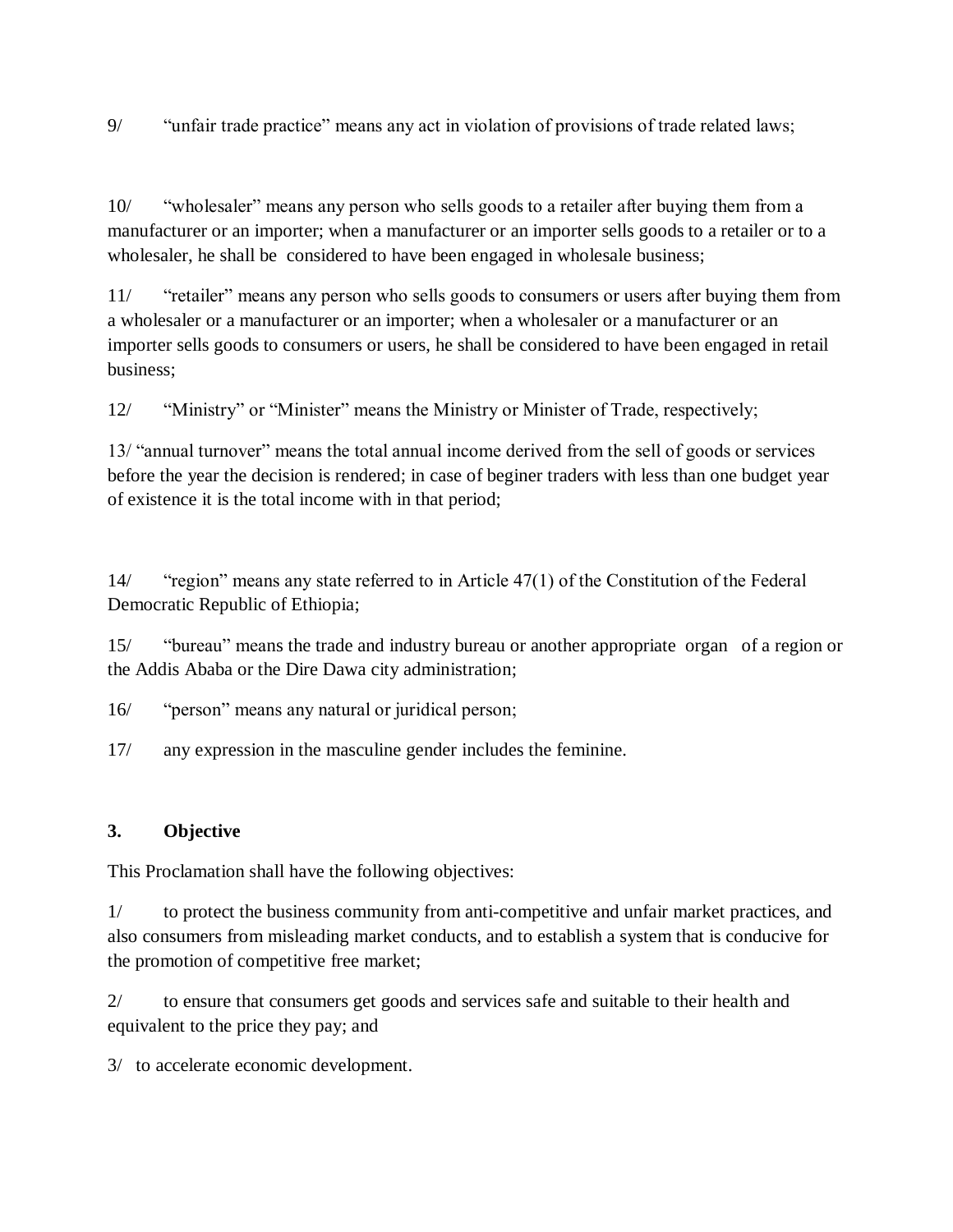9/ "unfair trade practice" means any act in violation of provisions of trade related laws;

10/ "wholesaler" means any person who sells goods to a retailer after buying them from a manufacturer or an importer; when a manufacturer or an importer sells goods to a retailer or to a wholesaler, he shall be considered to have been engaged in wholesale business;

11/ "retailer" means any person who sells goods to consumers or users after buying them from a wholesaler or a manufacturer or an importer; when a wholesaler or a manufacturer or an importer sells goods to consumers or users, he shall be considered to have been engaged in retail business;

12/ "Ministry" or "Minister" means the Ministry or Minister of Trade, respectively;

13/ "annual turnover" means the total annual income derived from the sell of goods or services before the year the decision is rendered; in case of beginer traders with less than one budget year of existence it is the total income with in that period;

14/ "region" means any state referred to in Article 47(1) of the Constitution of the Federal Democratic Republic of Ethiopia;

15/ "bureau" means the trade and industry bureau or another appropriate organ of a region or the Addis Ababa or the Dire Dawa city administration;

16/ "person" means any natural or juridical person;

17/ any expression in the masculine gender includes the feminine.

### 3. Objective

This Proclamation shall have the following objectives:

1/ to protect the business community from anti-competitive and unfair market practices, and also consumers from misleading market conducts, and to establish a system that is conducive for the promotion of competitive free market;

2/ to ensure that consumers get goods and services safe and suitable to their health and equivalent to the price they pay; and

3/ to accelerate economic development.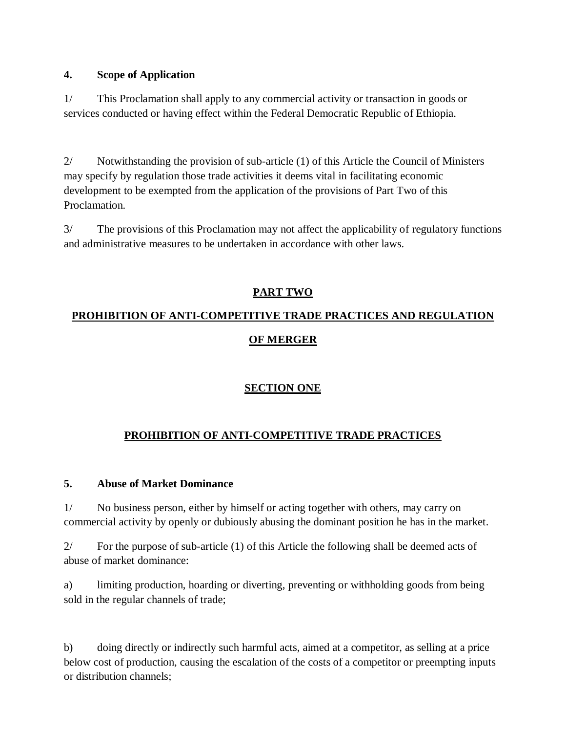**4. Scope of Application**

1/ This Proclamation shall apply to any commercial activity or transaction in goods or services conducted or having effect within the Federal Democratic Republic of Ethiopia.

2/ Notwithstanding the provision of sub-article (1) of this Article the Council of Ministers may specify by regulation those trade activities it deems vital in facilitating economic development to be exempted from the application of the provisions of Part Two of this Proclamation.

3/ The provisions of this Proclamation may not affect the applicability of regulatory functions and administrative measures to be undertaken in accordance with other laws.

## PART TWO

## PROHIBITION OF ANTI-COMPETITIVE TRADE PRACTICES AND REGULATION OF MERGER

### SECTION ONE

### PROHIBITION OF ANTI-COMPETITIVE TRADE PRACTICES

**5. Abuse of Market Dominance**

1/ No business person, either by himself or acting together with others, may carry on commercial activity by openly or dubiously abusing the dominant position he has in the market.

2/ For the purpose of sub-article (1) of this Article the following shall be deemed acts of abuse of market dominance:

a) limiting production, hoarding or diverting, preventing or withholding goods from being sold in the regular channels of trade;

b) doing directly or indirectly such harmful acts, aimed at a competitor, as selling at a price below cost of production, causing the escalation of the costs of a competitor or preempting inputs or distribution channels;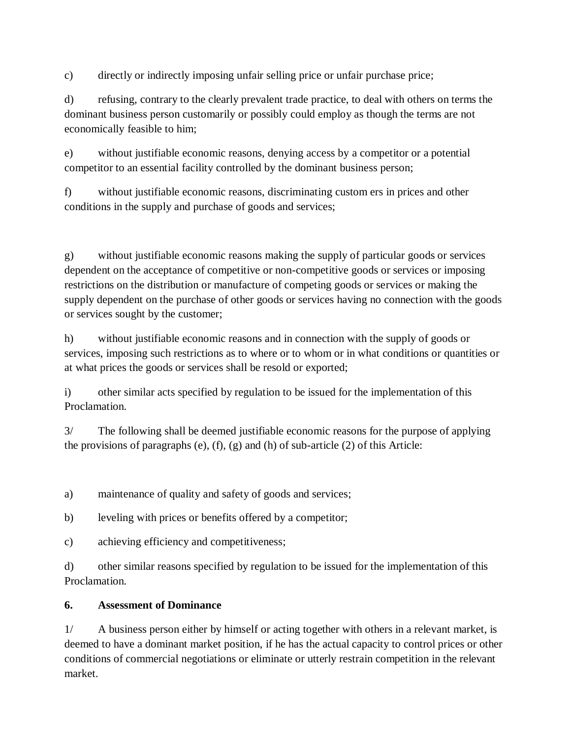c) directly or indirectly imposing unfair selling price or unfair purchase price;

d) refusing, contrary to the clearly prevalent trade practice, to deal with others on terms the dominant business person customarily or possibly could employ as though the terms are not economically feasible to him;

e) without justifiable economic reasons, denying access by a competitor or a potential competitor to an essential facility controlled by the dominant business person;

f) without justifiable economic reasons, discriminating custom ers in prices and other conditions in the supply and purchase of goods and services;

g) without justifiable economic reasons making the supply of particular goods or services dependent on the acceptance of competitive or non-competitive goods or services or imposing restrictions on the distribution or manufacture of competing goods or services or making the supply dependent on the purchase of other goods or services having no connection with the goods or services sought by the customer;

h) without justifiable economic reasons and in connection with the supply of goods or services, imposing such restrictions as to where or to whom or in what conditions or quantities or at what prices the goods or services shall be resold or exported;

i) other similar acts specified by regulation to be issued for the implementation of this Proclamation.

3/ The following shall be deemed justifiable economic reasons for the purpose of applying the provisions of paragraphs (e), (f), (g) and (h) of sub-article (2) of this Article:

a) maintenance of quality and safety of goods and services;

b) leveling with prices or benefits offered by a competitor;

c) achieving efficiency and competitiveness;

d) other similar reasons specified by regulation to be issued for the implementation of this Proclamation.

**6. Assessment of Dominance**

1/ A business person either by himself or acting together with others in a relevant market, is deemed to have a dominant market position, if he has the actual capacity to control prices or other conditions of commercial negotiations or eliminate or utterly restrain competition in the relevant market.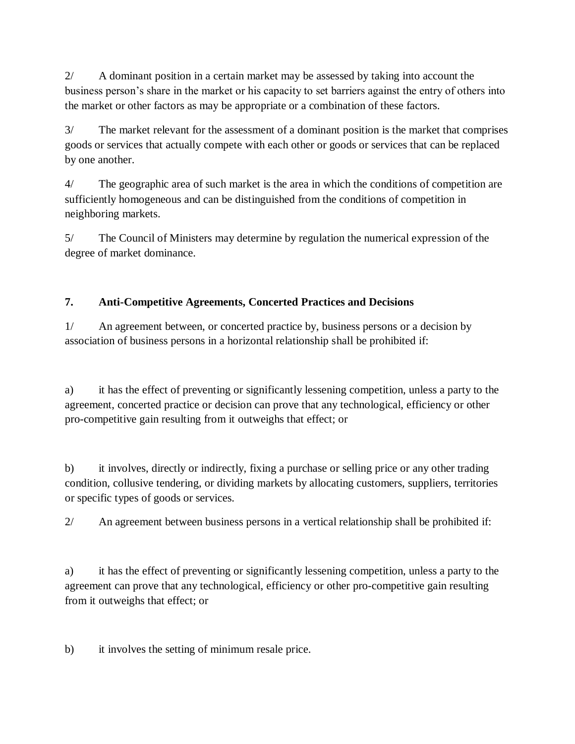2/ A dominant position in a certain market may be assessed by taking into account the business person's share in the market or his capacity to set barriers against the entry of others into the market or other factors as may be appropriate or a combination of these factors.

3/ The market relevant for the assessment of a dominant position is the market that comprises goods or services that actually compete with each other or goods or services that can be replaced by one another.

4/ The geographic area of such market is the area in which the conditions of competition are sufficiently homogeneous and can be distinguished from the conditions of competition in neighboring markets.

5/ The Council of Ministers may determine by regulation the numerical expression of the degree of market dominance.

**7. Anti-Competitive Agreements, Concerted Practices and Decisions**

1/ An agreement between, or concerted practice by, business persons or a decision by association of business persons in a horizontal relationship shall be prohibited if:

a) it has the effect of preventing or significantly lessening competition, unless a party to the agreement, concerted practice or decision can prove that any technological, efficiency or other pro-competitive gain resulting from it outweighs that effect; or

b) it involves, directly or indirectly, fixing a purchase or selling price or any other trading condition, collusive tendering, or dividing markets by allocating customers, suppliers, territories or specific types of goods or services.

2/ An agreement between business persons in a vertical relationship shall be prohibited if:

a) it has the effect of preventing or significantly lessening competition, unless a party to the agreement can prove that any technological, efficiency or other pro-competitive gain resulting from it outweighs that effect; or

b) it involves the setting of minimum resale price.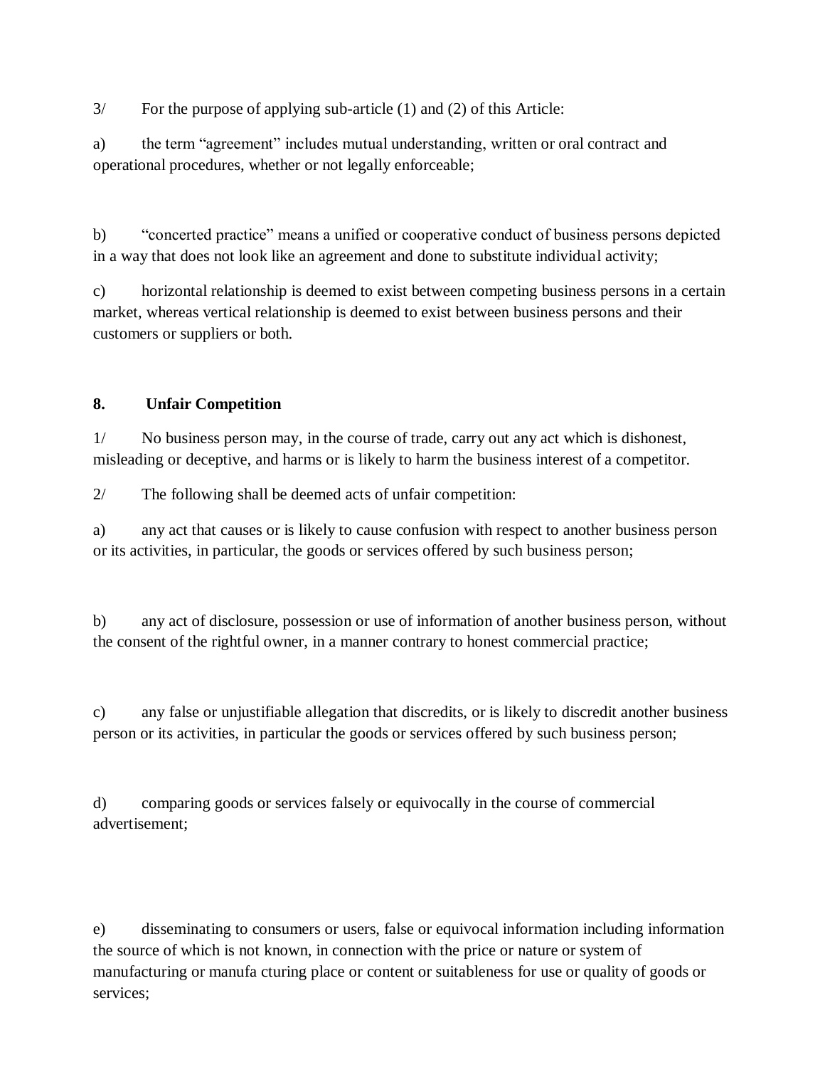3/ For the purpose of applying sub-article (1) and (2) of this Article:

a) the term “agreement” includes mutual understanding, written or oral contract and operational procedures, whether or not legally enforceable;

b) “concerted practice” means a unified or cooperative conduct of business persons depicted in a way that does not look like an agreement and done to substitute individual activity;

c) horizontal relationship is deemed to exist between competing business persons in a certain market, whereas vertical relationship is deemed to exist between business persons and their customers or suppliers or both.

**8. Unfair Competition**

1/ No business person may, in the course of trade, carry out any act which is dishonest, misleading or deceptive, and harms or is likely to harm the business interest of a competitor.

2/ The following shall be deemed acts of unfair competition:

a) any act that causes or is likely to cause confusion with respect to another business person or its activities, in particular, the goods or services offered by such business person;

b) any act of disclosure, possession or use of information of another business person, without the consent of the rightful owner, in a manner contrary to honest commercial practice;

c) any false or unjustifiable allegation that discredits, or is likely to discredit another business person or its activities, in particular the goods or services offered by such business person;

d) comparing goods or services falsely or equivocally in the course of commercial advertisement;

e) disseminating to consumers or users, false or equivocal information including information the source of which is not known, in connection with the price or nature or system of manufacturing or manufa cturing place or content or suitableness for use or quality of goods or services;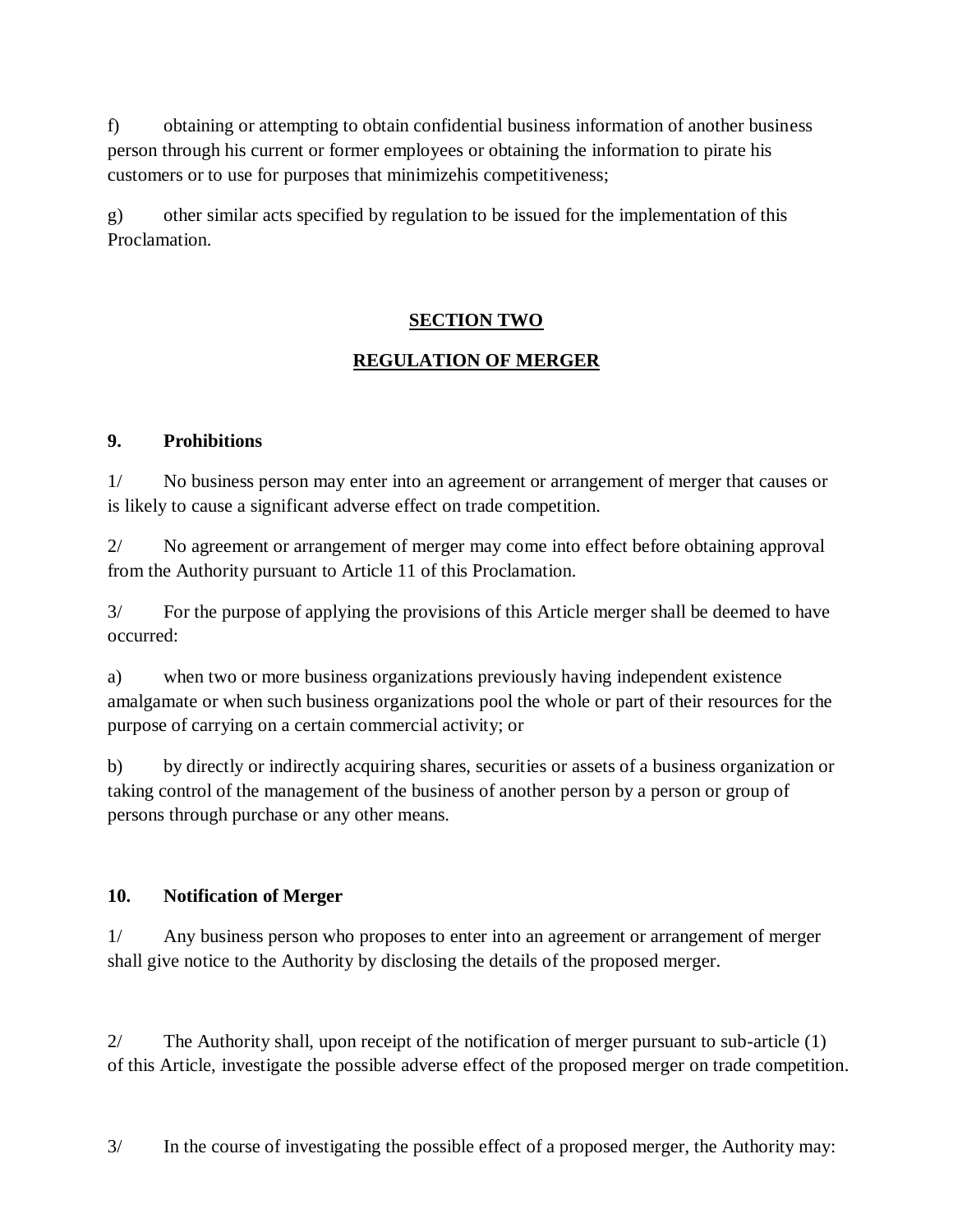f) obtaining or attempting to obtain confidential business information of another business person through his current or former employees or obtaining the information to pirate his customers or to use for purposes that minimizehis competitiveness;

g) other similar acts specified by regulation to be issued for the implementation of this Proclamation.

## SECTION TWO

## REGULATION OF MERGER

### 9. Prohibitions

1/ No business person may enter into an agreement or arrangement of merger that causes or is likely to cause a significant adverse effect on trade competition.

2/ No agreement or arrangement of merger may come into effect before obtaining approval from the Authority pursuant to Article 11 of this Proclamation.

3/ For the purpose of applying the provisions of this Article merger shall be deemed to have occurred:

a) when two or more business organizations previously having independent existence amalgamate or when such business organizations pool the whole or part of their resources for the purpose of carrying on a certain commercial activity; or

b) by directly or indirectly acquiring shares, securities or assets of a business organization or taking control of the management of the business of another person by a person or group of persons through purchase or any other means.

### 10. Notification of Merger

1/ Any business person who proposes to enter into an agreement or arrangement of merger shall give notice to the Authority by disclosing the details of the proposed merger.

2/ The Authority shall, upon receipt of the notification of merger pursuant to sub-article (1) of this Article, investigate the possible adverse effect of the proposed merger on trade competition.

3/ In the course of investigating the possible effect of a proposed merger, the Authority may: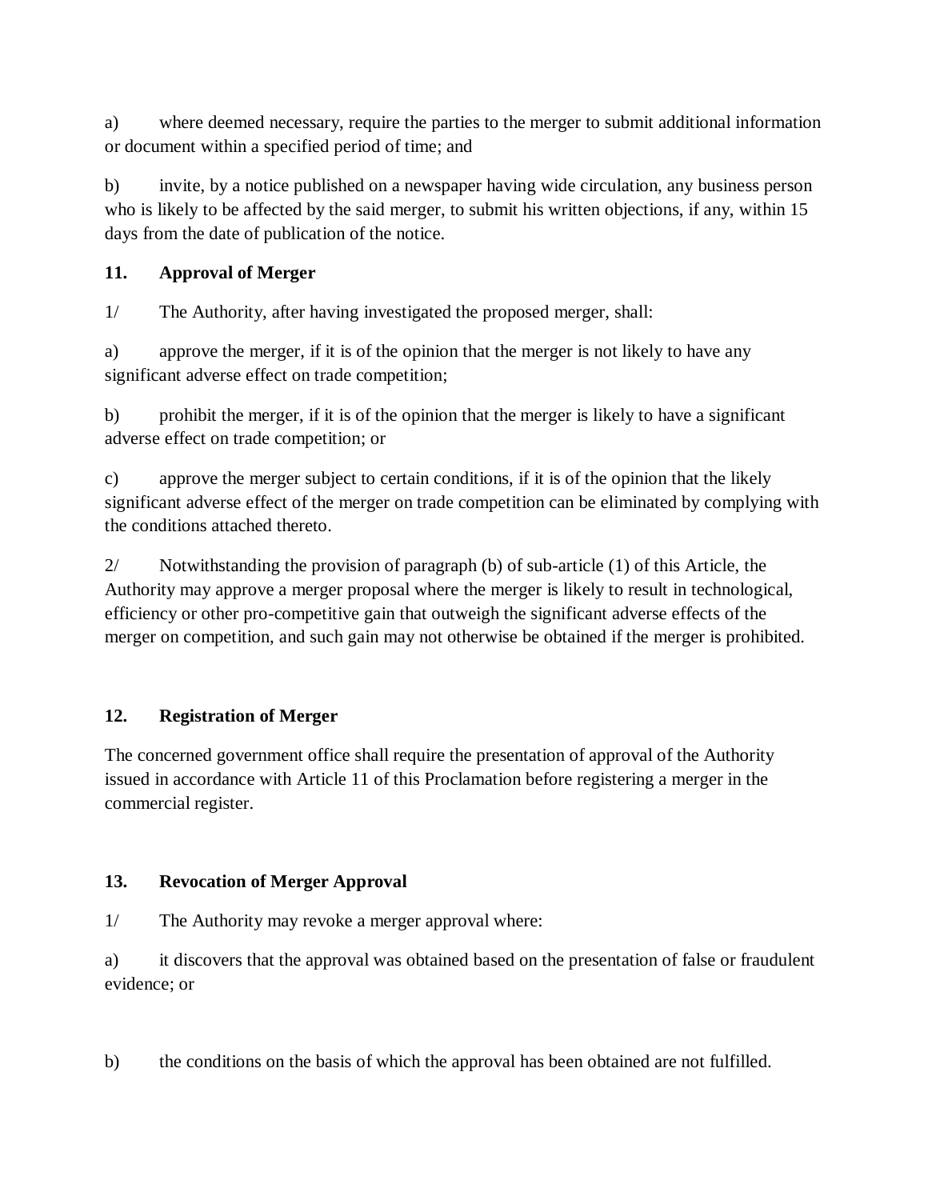a) where deemed necessary, require the parties to the merger to submit additional information or document within a specified period of time; and

b) invite, by a notice published on a newspaper having wide circulation, any business person who is likely to be affected by the said merger, to submit his written objections, if any, within 15 days from the date of publication of the notice.

**11. Approval of Merger**

1/ The Authority, after having investigated the proposed merger, shall:

a) approve the merger, if it is of the opinion that the merger is not likely to have any significant adverse effect on trade competition;

b) prohibit the merger, if it is of the opinion that the merger is likely to have a significant adverse effect on trade competition; or

c) approve the merger subject to certain conditions, if it is of the opinion that the likely significant adverse effect of the merger on trade competition can be eliminated by complying with the conditions attached thereto.

2/ Notwithstanding the provision of paragraph (b) of sub-article (1) of this Article, the Authority may approve a merger proposal where the merger is likely to result in technological, efficiency or other pro-competitive gain that outweigh the significant adverse effects of the merger on competition, and such gain may not otherwise be obtained if the merger is prohibited.

**12. Registration of Merger**

The concerned government office shall require the presentation of approval of the Authority issued in accordance with Article 11 of this Proclamation before registering a merger in the commercial register.

**13. Revocation of Merger Approval**

1/ The Authority may revoke a merger approval where:

a) it discovers that the approval was obtained based on the presentation of false or fraudulent evidence; or

b) the conditions on the basis of which the approval has been obtained are not fulfilled.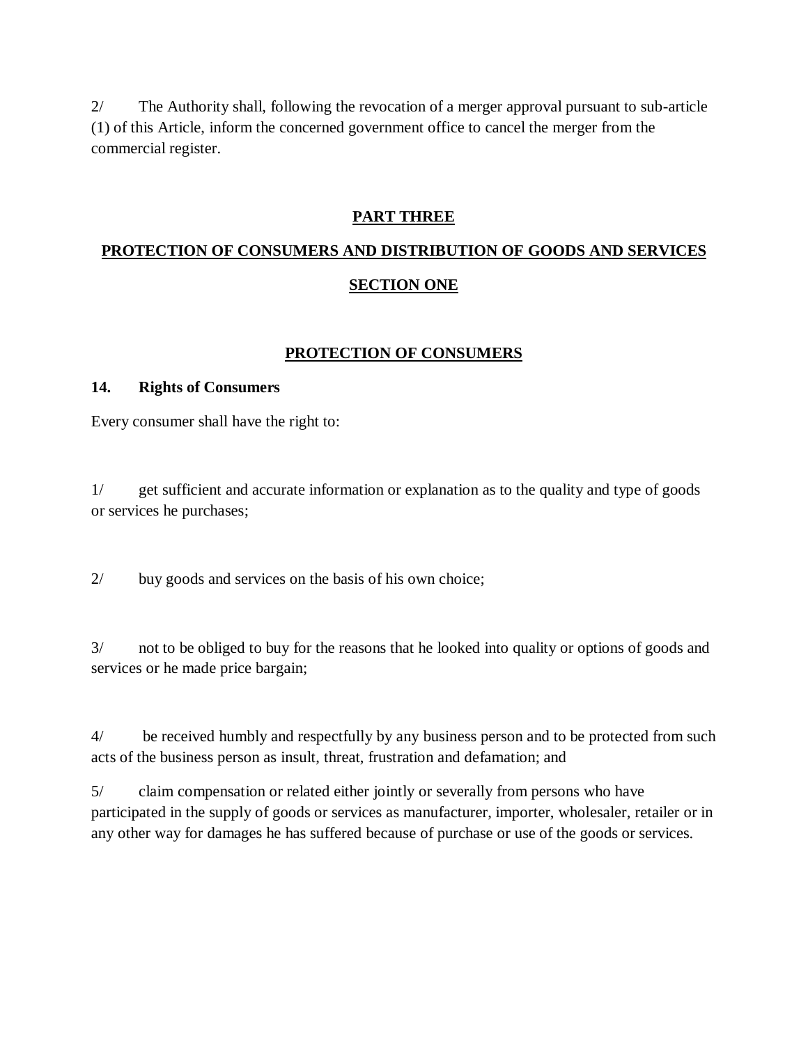2/ The Authority shall, following the revocation of a merger approval pursuant to sub-article (1) of this Article, inform the concerned government office to cancel the merger from the commercial register.

## PART THREE

## PROTECTION OF CONSUMERS AND DISTRIBUTION OF GOODS AND SERVICES

## SECTION ONE

## PROTECTION OF CONSUMERS

### 14. Rights of Consumers

Every consumer shall have the right to:

1/ get sufficient and accurate information or explanation as to the quality and type of goods or services he purchases;

2/ buy goods and services on the basis of his own choice;

3/ not to be obliged to buy for the reasons that he looked into quality or options of goods and services or he made price bargain;

4/ be received humbly and respectfully by any business person and to be protected from such acts of the business person as insult, threat, frustration and defamation; and

5/ claim compensation or related either jointly or severally from persons who have participated in the supply of goods or services as manufacturer, importer, wholesaler, retailer or in any other way for damages he has suffered because of purchase or use of the goods or services.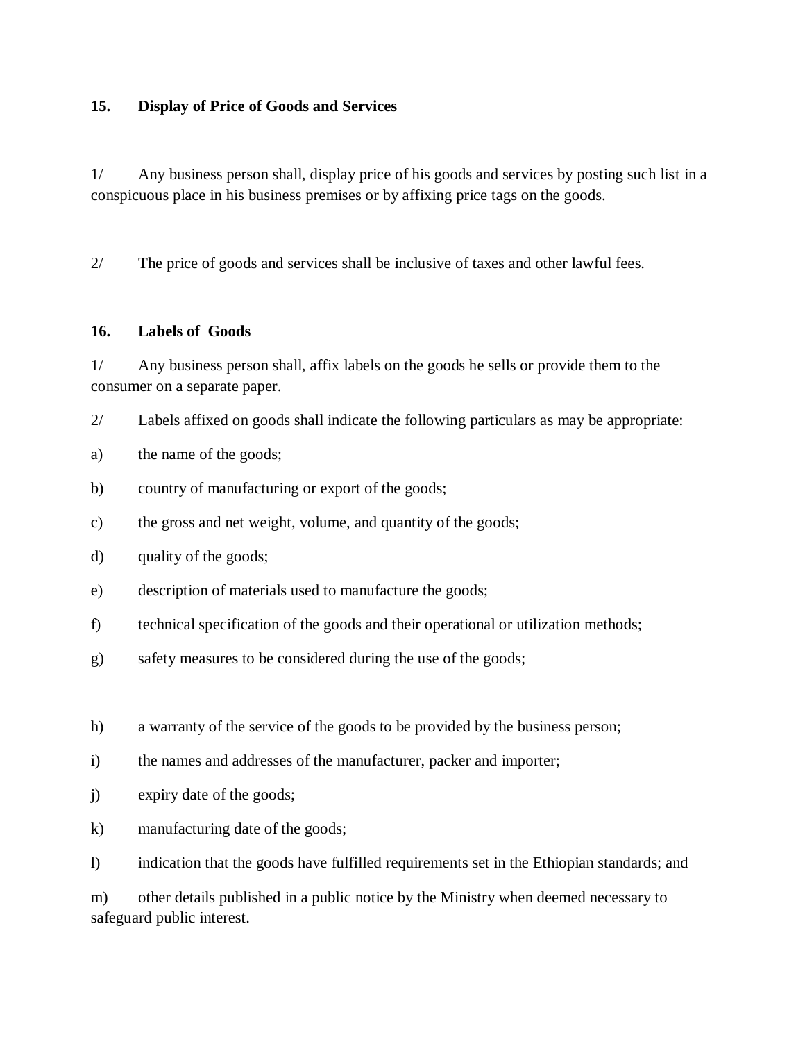**15. Display of Price of Goods and Services**

1/ Any business person shall, display price of his goods and services by posting such list in a conspicuous place in his business premises or by affixing price tags on the goods.

2/ The price of goods and services shall be inclusive of taxes and other lawful fees.

**16. Labels of Goods**

1/ Any business person shall, affix labels on the goods he sells or provide them to the consumer on a separate paper.

2/ Labels affixed on goods shall indicate the following particulars as may be appropriate:

a) the name of the goods;

b) country of manufacturing or export of the goods;

c) the gross and net weight, volume, and quantity of the goods;

d) quality of the goods;

e) description of materials used to manufacture the goods;

f) technical specification of the goods and their operational or utilization methods;

g) safety measures to be considered during the use of the goods;

h) a warranty of the service of the goods to be provided by the business person;

i) the names and addresses of the manufacturer, packer and importer;

j) expiry date of the goods;

k) manufacturing date of the goods;

l) indication that the goods have fulfilled requirements set in the Ethiopian standards; and

m) other details published in a public notice by the Ministry when deemed necessary to safeguard public interest.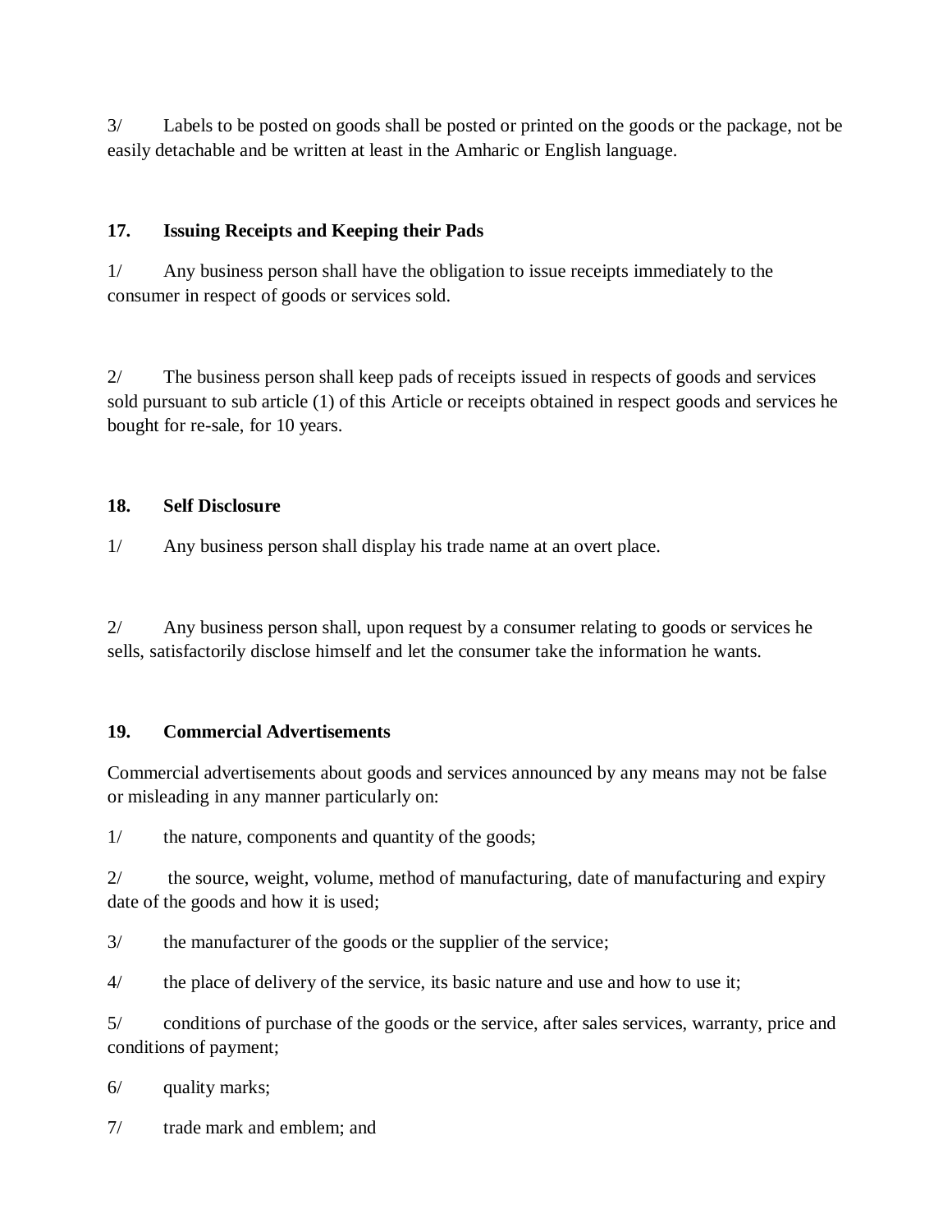3/ Labels to be posted on goods shall be posted or printed on the goods or the package, not be easily detachable and be written at least in the Amharic or English language.

**17. Issuing Receipts and Keeping their Pads**

1/ Any business person shall have the obligation to issue receipts immediately to the consumer in respect of goods or services sold.

2/ The business person shall keep pads of receipts issued in respects of goods and services sold pursuant to sub article (1) of this Article or receipts obtained in respect goods and services he bought for re-sale, for 10 years.

**18. Self Disclosure**

1/ Any business person shall display his trade name at an overt place.

2/ Any business person shall, upon request by a consumer relating to goods or services he sells, satisfactorily disclose himself and let the consumer take the information he wants.

**19. Commercial Advertisements**

Commercial advertisements about goods and services announced by any means may not be false or misleading in any manner particularly on:

1/ the nature, components and quantity of the goods;

2/ the source, weight, volume, method of manufacturing, date of manufacturing and expiry date of the goods and how it is used;

3/ the manufacturer of the goods or the supplier of the service;

4/ the place of delivery of the service, its basic nature and use and how to use it;

5/ conditions of purchase of the goods or the service, after sales services, warranty, price and conditions of payment;

6/ quality marks;

7/ trade mark and emblem; and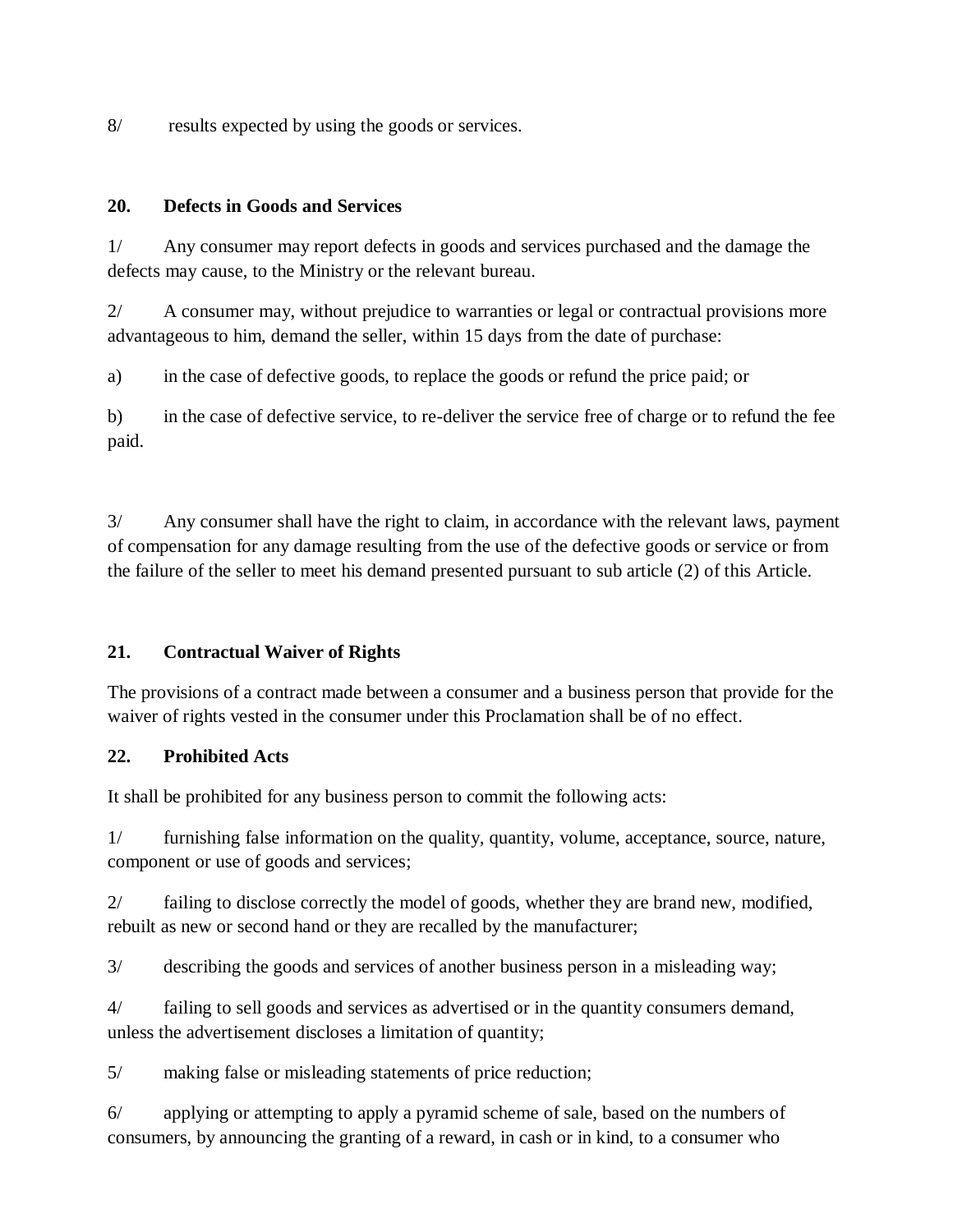8/ results expected by using the goods or services.

**20. Defects in Goods and Services**

1/ Any consumer may report defects in goods and services purchased and the damage the defects may cause, to the Ministry or the relevant bureau.

2/ A consumer may, without prejudice to warranties or legal or contractual provisions more advantageous to him, demand the seller, within 15 days from the date of purchase:

a) in the case of defective goods, to replace the goods or refund the price paid; or

b) in the case of defective service, to re-deliver the service free of charge or to refund the fee paid.

3/ Any consumer shall have the right to claim, in accordance with the relevant laws, payment of compensation for any damage resulting from the use of the defective goods or service or from the failure of the seller to meet his demand presented pursuant to sub article (2) of this Article.

**21. Contractual Waiver of Rights**

The provisions of a contract made between a consumer and a business person that provide for the waiver of rights vested in the consumer under this Proclamation shall be of no effect.

**22. Prohibited Acts**

It shall be prohibited for any business person to commit the following acts:

1/ furnishing false information on the quality, quantity, volume, acceptance, source, nature, component or use of goods and services;

2/ failing to disclose correctly the model of goods, whether they are brand new, modified, rebuilt as new or second hand or they are recalled by the manufacturer;

3/ describing the goods and services of another business person in a misleading way;

4/ failing to sell goods and services as advertised or in the quantity consumers demand, unless the advertisement discloses a limitation of quantity;

5/ making false or misleading statements of price reduction;

6/ applying or attempting to apply a pyramid scheme of sale, based on the numbers of consumers, by announcing the granting of a reward, in cash or in kind, to a consumer who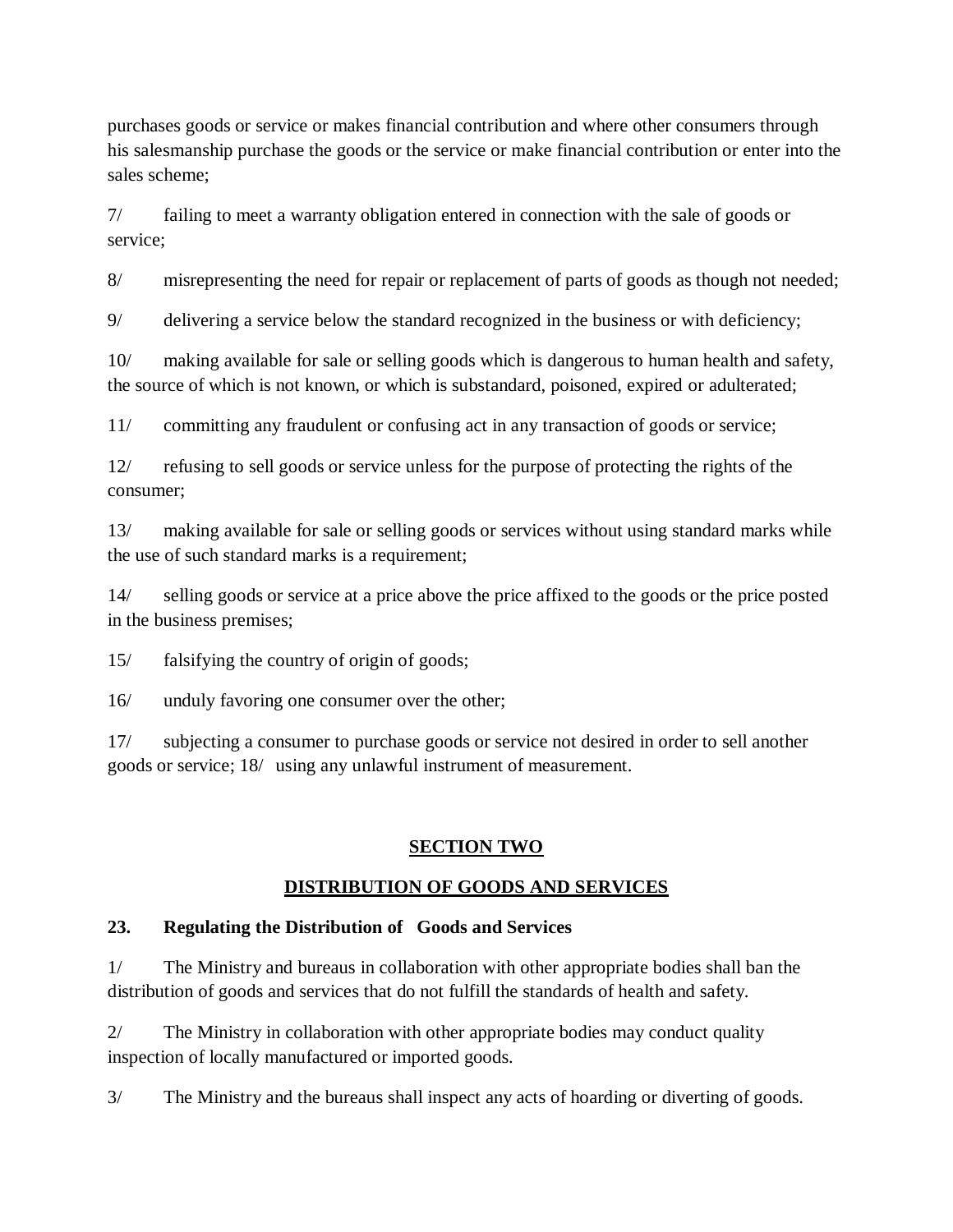purchases goods or service or makes financial contribution and where other consumers through his salesmanship purchase the goods or the service or make financial contribution or enter into the sales scheme;

7/ failing to meet a warranty obligation entered in connection with the sale of goods or service;

8/ misrepresenting the need for repair or replacement of parts of goods as though not needed;

9/ delivering a service below the standard recognized in the business or with deficiency;

10/ making available for sale or selling goods which is dangerous to human health and safety, the source of which is not known, or which is substandard, poisoned, expired or adulterated;

11/ committing any fraudulent or confusing act in any transaction of goods or service;

12/ refusing to sell goods or service unless for the purpose of protecting the rights of the consumer;

13/ making available for sale or selling goods or services without using standard marks while the use of such standard marks is a requirement;

14/ selling goods or service at a price above the price affixed to the goods or the price posted in the business premises;

15/ falsifying the country of origin of goods;

16/ unduly favoring one consumer over the other;

17/ subjecting a consumer to purchase goods or service not desired in order to sell another goods or service; 18/ using any unlawful instrument of measurement.

## SECTION TWO

## DISTRIBUTION OF GOODS AND SERVICES

### 23. Regulating the Distribution of Goods and Services

1/ The Ministry and bureaus in collaboration with other appropriate bodies shall ban the distribution of goods and services that do not fulfill the standards of health and safety.

2/ The Ministry in collaboration with other appropriate bodies may conduct quality inspection of locally manufactured or imported goods.

3/ The Ministry and the bureaus shall inspect any acts of hoarding or diverting of goods.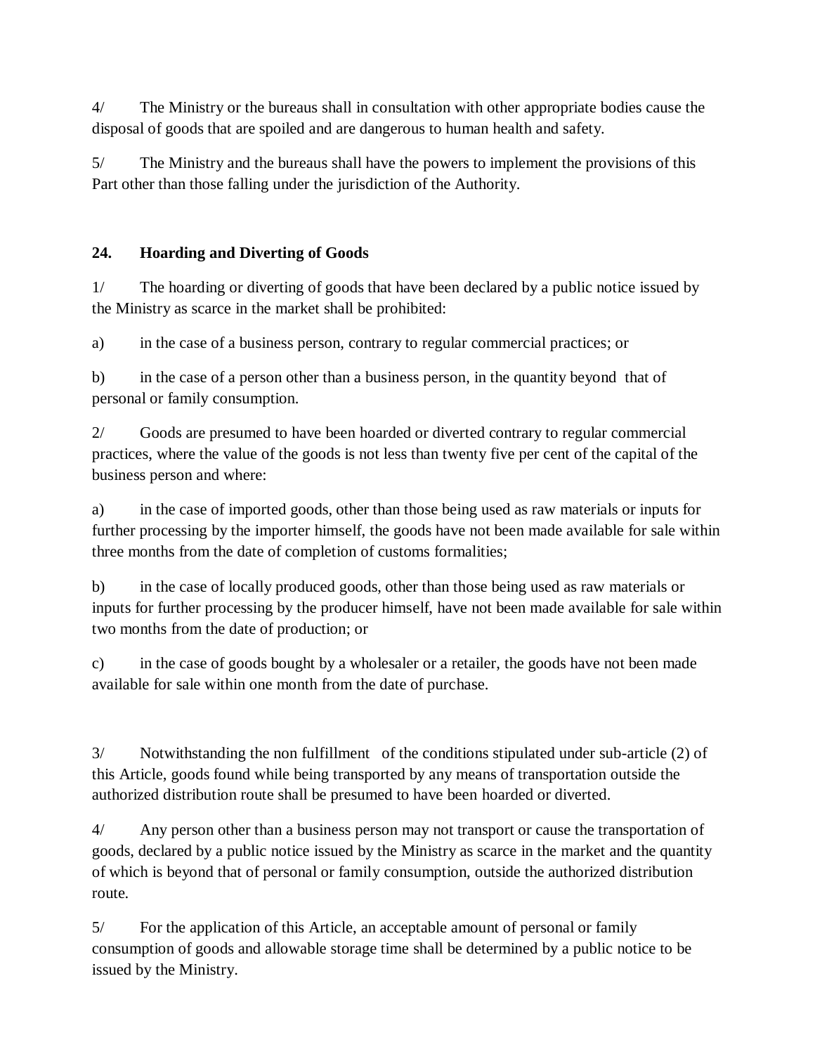4/ The Ministry or the bureaus shall in consultation with other appropriate bodies cause the disposal of goods that are spoiled and are dangerous to human health and safety.

5/ The Ministry and the bureaus shall have the powers to implement the provisions of this Part other than those falling under the jurisdiction of the Authority.

**24. Hoarding and Diverting of Goods**

1/ The hoarding or diverting of goods that have been declared by a public notice issued by the Ministry as scarce in the market shall be prohibited:

a) in the case of a business person, contrary to regular commercial practices; or

b) in the case of a person other than a business person, in the quantity beyond that of personal or family consumption.

2/ Goods are presumed to have been hoarded or diverted contrary to regular commercial practices, where the value of the goods is not less than twenty five per cent of the capital of the business person and where:

a) in the case of imported goods, other than those being used as raw materials or inputs for further processing by the importer himself, the goods have not been made available for sale within three months from the date of completion of customs formalities;

b) in the case of locally produced goods, other than those being used as raw materials or inputs for further processing by the producer himself, have not been made available for sale within two months from the date of production; or

c) in the case of goods bought by a wholesaler or a retailer, the goods have not been made available for sale within one month from the date of purchase.

3/ Notwithstanding the non fulfillment of the conditions stipulated under sub-article (2) of this Article, goods found while being transported by any means of transportation outside the authorized distribution route shall be presumed to have been hoarded or diverted.

4/ Any person other than a business person may not transport or cause the transportation of goods, declared by a public notice issued by the Ministry as scarce in the market and the quantity of which is beyond that of personal or family consumption, outside the authorized distribution route.

5/ For the application of this Article, an acceptable amount of personal or family consumption of goods and allowable storage time shall be determined by a public notice to be issued by the Ministry.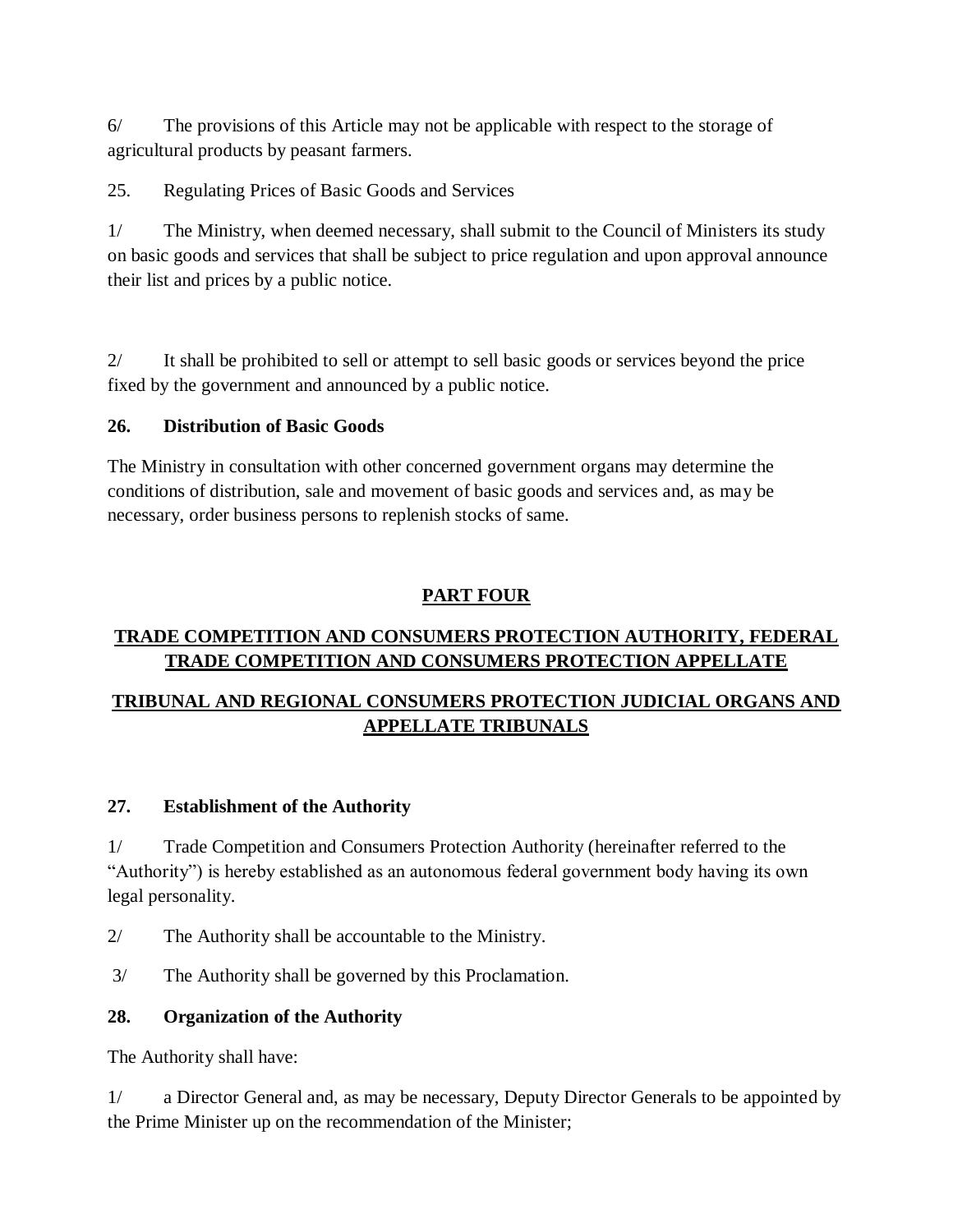6/ The provisions of this Article may not be applicable with respect to the storage of agricultural products by peasant farmers.

25. Regulating Prices of Basic Goods and Services

1/ The Ministry, when deemed necessary, shall submit to the Council of Ministers its study on basic goods and services that shall be subject to price regulation and upon approval announce their list and prices by a public notice.

2/ It shall be prohibited to sell or attempt to sell basic goods or services beyond the price fixed by the government and announced by a public notice.

**26. Distribution of Basic Goods**

The Ministry in consultation with other concerned government organs may determine the conditions of distribution, sale and movement of basic goods and services and, as may be necessary, order business persons to replenish stocks of same.

## PART FOUR

## TRADE COMPETITION AND CONSUMERS PROTECTION AUTHORITY, FEDERAL TRADE COMPETITION AND CONSUMERS PROTECTION APPELLATE TRIBUNAL AND REGIONAL CONSUMERS PROTECTION JUDICIAL ORGANS AND APPELLATE TRIBUNALS

**27. Establishment of the Authority**

1/ Trade Competition and Consumers Protection Authority (hereinafter referred to the "Authority") is hereby established as an autonomous federal government body having its own legal personality.

2/ The Authority shall be accountable to the Ministry.

3/ The Authority shall be governed by this Proclamation.

**28. Organization of the Authority**

The Authority shall have:

1/ a Director General and, as may be necessary, Deputy Director Generals to be appointed by the Prime Minister up on the recommendation of the Minister;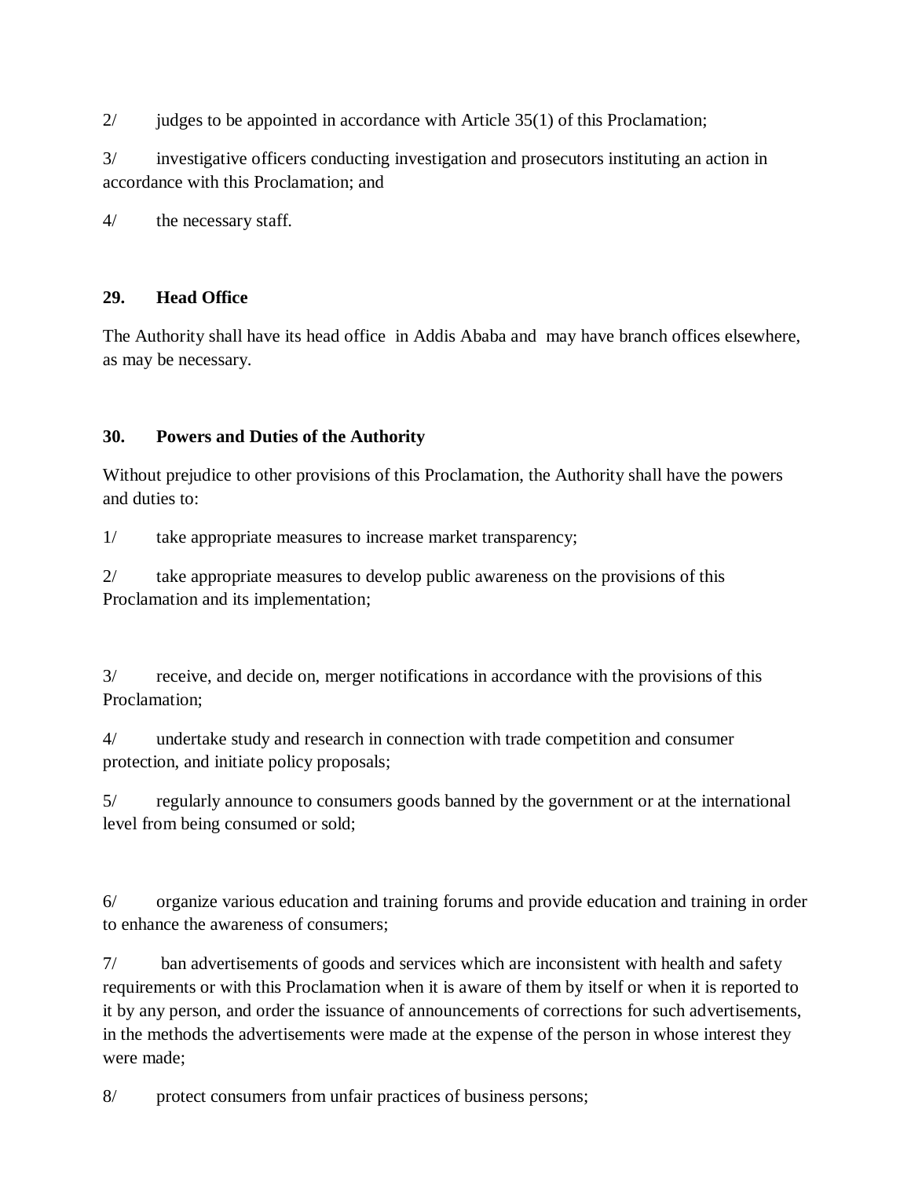2/ judges to be appointed in accordance with Article 35(1) of this Proclamation;

3/ investigative officers conducting investigation and prosecutors instituting an action in accordance with this Proclamation; and

4/ the necessary staff.

**29. Head Office**

The Authority shall have its head office in Addis Ababa and may have branch offices elsewhere, as may be necessary.

**30. Powers and Duties of the Authority**

Without prejudice to other provisions of this Proclamation, the Authority shall have the powers and duties to:

1/ take appropriate measures to increase market transparency;

2/ take appropriate measures to develop public awareness on the provisions of this Proclamation and its implementation;

3/ receive, and decide on, merger notifications in accordance with the provisions of this Proclamation;

4/ undertake study and research in connection with trade competition and consumer protection, and initiate policy proposals;

5/ regularly announce to consumers goods banned by the government or at the international level from being consumed or sold;

6/ organize various education and training forums and provide education and training in order to enhance the awareness of consumers;

7/ ban advertisements of goods and services which are inconsistent with health and safety requirements or with this Proclamation when it is aware of them by itself or when it is reported to it by any person, and order the issuance of announcements of corrections for such advertisements, in the methods the advertisements were made at the expense of the person in whose interest they were made;

8/ protect consumers from unfair practices of business persons;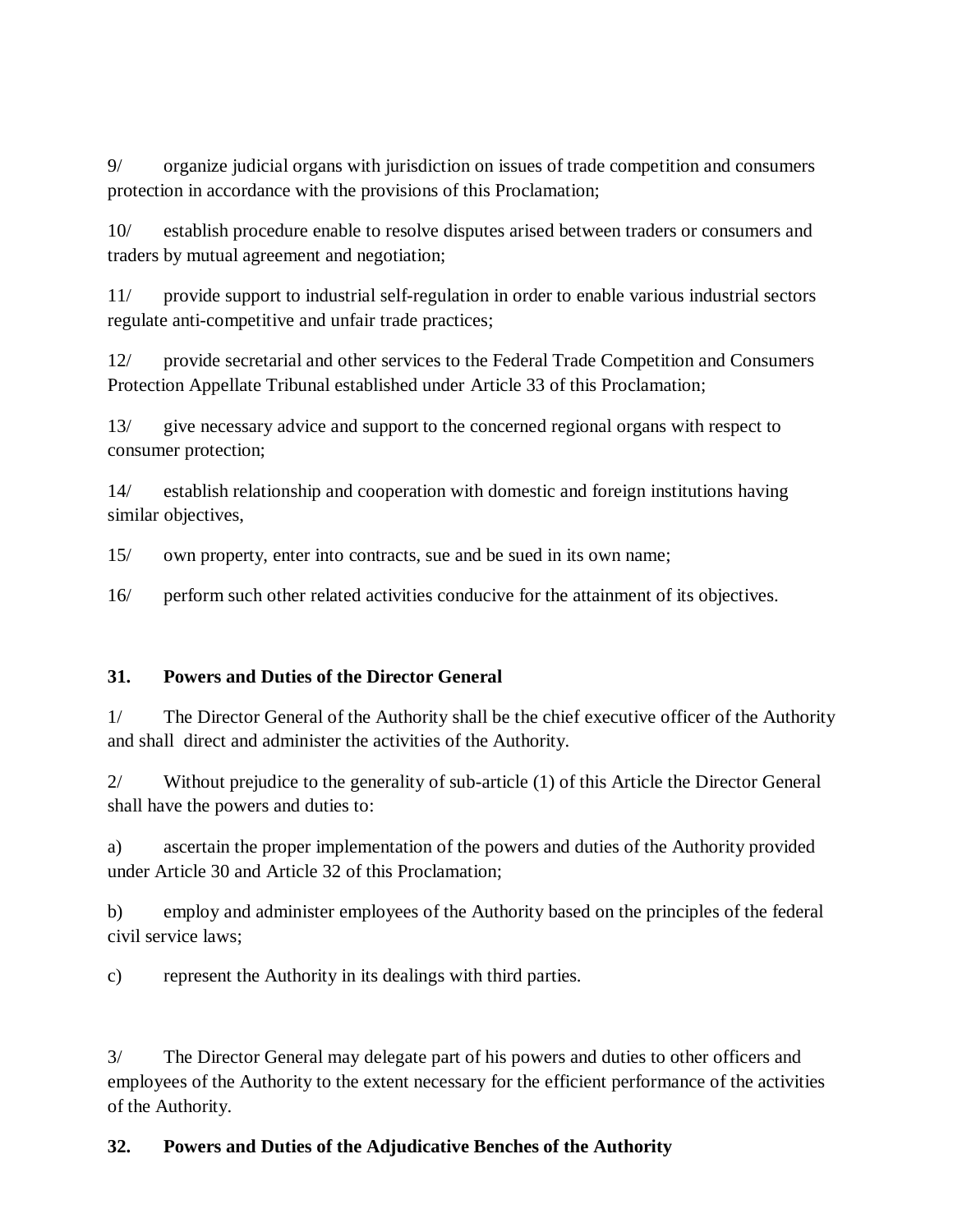9/ organize judicial organs with jurisdiction on issues of trade competition and consumers protection in accordance with the provisions of this Proclamation;

10/ establish procedure enable to resolve disputes arised between traders or consumers and traders by mutual agreement and negotiation;

11/ provide support to industrial self-regulation in order to enable various industrial sectors regulate anti-competitive and unfair trade practices;

12/ provide secretarial and other services to the Federal Trade Competition and Consumers Protection Appellate Tribunal established under Article 33 of this Proclamation;

13/ give necessary advice and support to the concerned regional organs with respect to consumer protection;

14/ establish relationship and cooperation with domestic and foreign institutions having similar objectives,

15/ own property, enter into contracts, sue and be sued in its own name;

16/ perform such other related activities conducive for the attainment of its objectives.

**31. Powers and Duties of the Director General**

1/ The Director General of the Authority shall be the chief executive officer of the Authority and shall direct and administer the activities of the Authority.

2/ Without prejudice to the generality of sub-article (1) of this Article the Director General shall have the powers and duties to:

a) ascertain the proper implementation of the powers and duties of the Authority provided under Article 30 and Article 32 of this Proclamation;

b) employ and administer employees of the Authority based on the principles of the federal civil service laws;

c) represent the Authority in its dealings with third parties.

3/ The Director General may delegate part of his powers and duties to other officers and employees of the Authority to the extent necessary for the efficient performance of the activities of the Authority.

**32. Powers and Duties of the Adjudicative Benches of the Authority**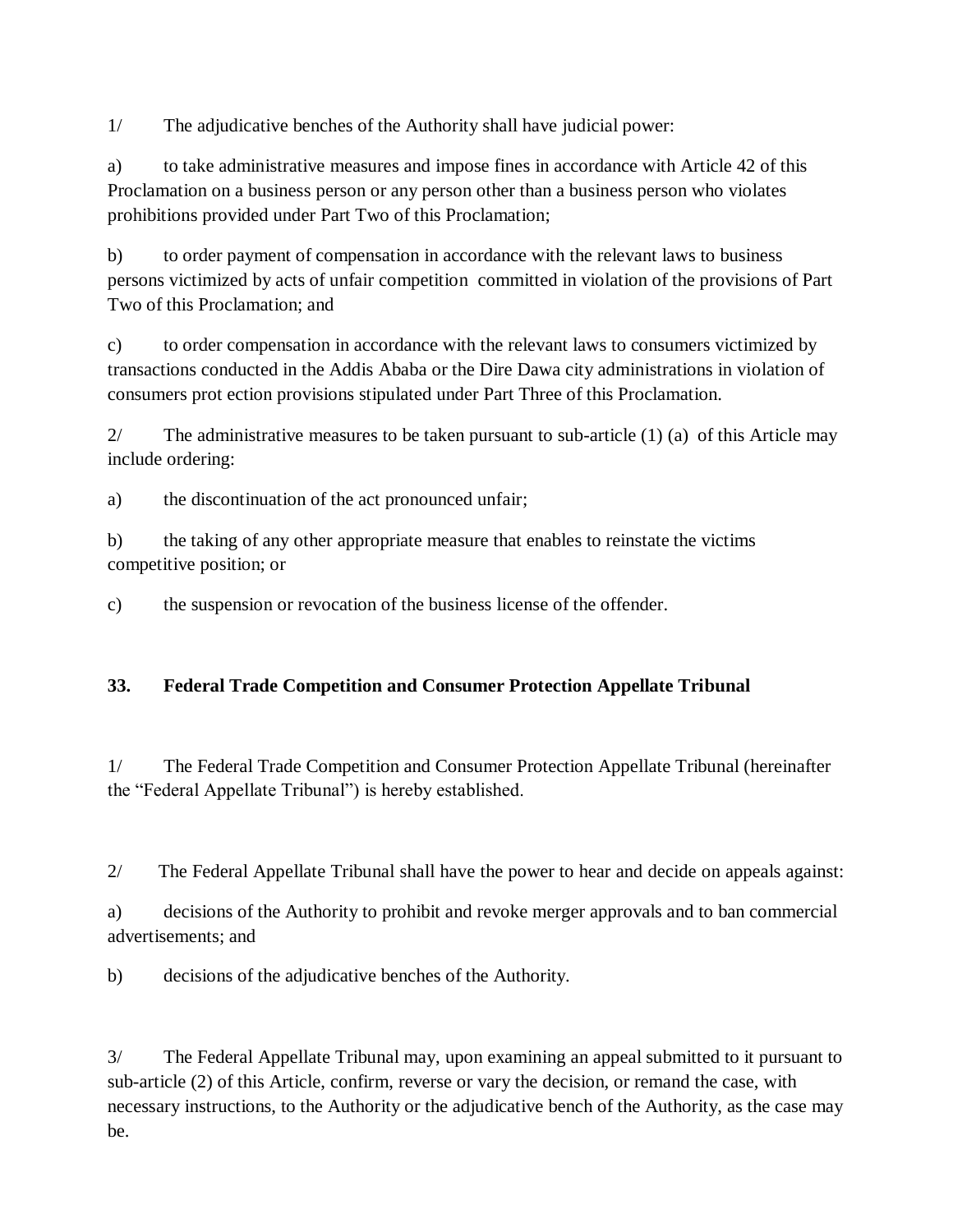1/ The adjudicative benches of the Authority shall have judicial power:

a) to take administrative measures and impose fines in accordance with Article 42 of this Proclamation on a business person or any person other than a business person who violates prohibitions provided under Part Two of this Proclamation;

b) to order payment of compensation in accordance with the relevant laws to business persons victimized by acts of unfair competition committed in violation of the provisions of Part Two of this Proclamation; and

c) to order compensation in accordance with the relevant laws to consumers victimized by transactions conducted in the Addis Ababa or the Dire Dawa city administrations in violation of consumers prot ection provisions stipulated under Part Three of this Proclamation.

2/ The administrative measures to be taken pursuant to sub-article (1) (a) of this Article may include ordering:

a) the discontinuation of the act pronounced unfair;

b) the taking of any other appropriate measure that enables to reinstate the victims competitive position; or

c) the suspension or revocation of the business license of the offender.

### 33. Federal Trade Competition and Consumer Protection Appellate Tribunal

1/ The Federal Trade Competition and Consumer Protection Appellate Tribunal (hereinafter the "Federal Appellate Tribunal") is hereby established.

2/ The Federal Appellate Tribunal shall have the power to hear and decide on appeals against:

a) decisions of the Authority to prohibit and revoke merger approvals and to ban commercial advertisements; and

b) decisions of the adjudicative benches of the Authority.

3/ The Federal Appellate Tribunal may, upon examining an appeal submitted to it pursuant to sub-article (2) of this Article, confirm, reverse or vary the decision, or remand the case, with necessary instructions, to the Authority or the adjudicative bench of the Authority, as the case may be.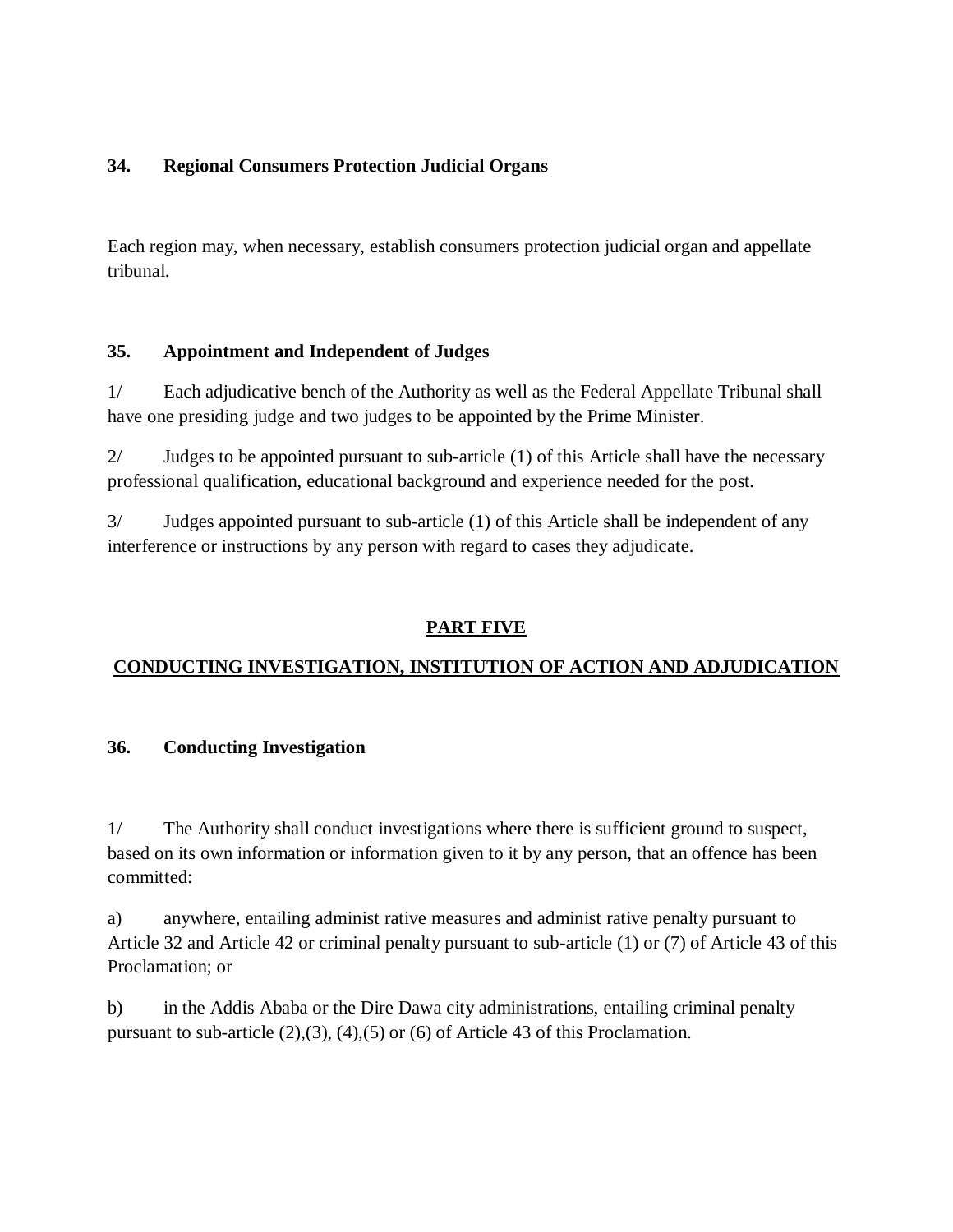### 34. Regional Consumers Protection Judicial Organs

Each region may, when necessary, establish consumers protection judicial organ and appellate tribunal.

### 35. Appointment and Independent of Judges

1/ Each adjudicative bench of the Authority as well as the Federal Appellate Tribunal shall have one presiding judge and two judges to be appointed by the Prime Minister.

2/ Judges to be appointed pursuant to sub-article (1) of this Article shall have the necessary professional qualification, educational background and experience needed for the post.

3/ Judges appointed pursuant to sub-article (1) of this Article shall be independent of any interference or instructions by any person with regard to cases they adjudicate.

## PART FIVE

## CONDUCTING INVESTIGATION, INSTITUTION OF ACTION AND ADJUDICATION

### 36. Conducting Investigation

1/ The Authority shall conduct investigations where there is sufficient ground to suspect, based on its own information or information given to it by any person, that an offence has been committed:

a) anywhere, entailing administ rative measures and administ rative penalty pursuant to Article 32 and Article 42 or criminal penalty pursuant to sub-article (1) or (7) of Article 43 of this Proclamation; or

b) in the Addis Ababa or the Dire Dawa city administrations, entailing criminal penalty pursuant to sub-article (2),(3), (4),(5) or (6) of Article 43 of this Proclamation.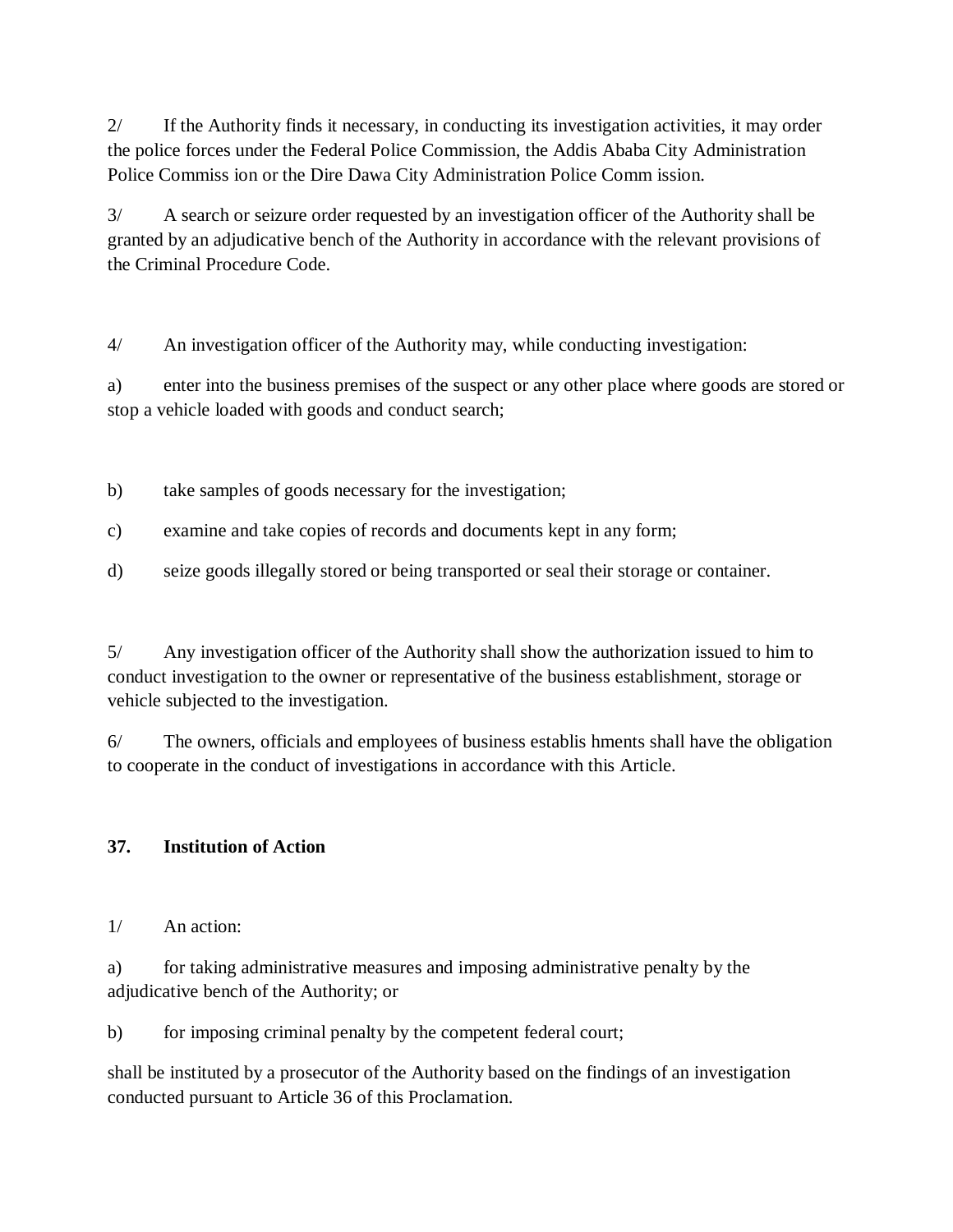2/ If the Authority finds it necessary, in conducting its investigation activities, it may order the police forces under the Federal Police Commission, the Addis Ababa City Administration Police Commis ion or the Dire Dawa City Administration Police Comm ission.

3/ A search or seizure order requested by an investigation officer of the Authority shall be granted by an adjudicative bench of the Authority in accordance with the relevant provisions of the Criminal Procedure Code.

4/ An investigation officer of the Authority may, while conducting investigation:

a) enter into the business premises of the suspect or any other place where goods are stored or stop a vehicle loaded with goods and conduct search;

b) take samples of goods necessary for the investigation;

c) examine and take copies of records and documents kept in any form;

d) seize goods illegally stored or being transported or seal their storage or container.

5/ Any investigation officer of the Authority shall show the authorization issued to him to conduct investigation to the owner or representative of the business establishment, storage or vehicle subjected to the investigation.

6/ The owners, officials and employees of business establis hments shall have the obligation to cooperate in the conduct of investigations in accordance with this Article.

**37. Institution of Action**

1/ An action:

a) for taking administrative measures and imposing administrative penalty by the adjudicative bench of the Authority; or

b) for imposing criminal penalty by the competent federal court;

shall be instituted by a prosecutor of the Authority based on the findings of an investigation conducted pursuant to Article 36 of this Proclamation.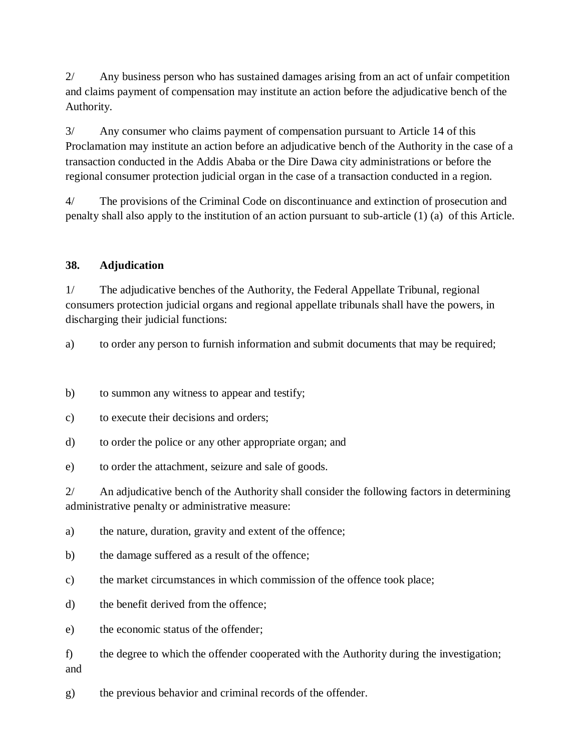2/ Any business person who has sustained damages arising from an act of unfair competition and claims payment of compensation may institute an action before the adjudicative bench of the Authority.

3/ Any consumer who claims payment of compensation pursuant to Article 14 of this Proclamation may institute an action before an adjudicative bench of the Authority in the case of a transaction conducted in the Addis Ababa or the Dire Dawa city administrations or before the regional consumer protection judicial organ in the case of a transaction conducted in a region.

4/ The provisions of the Criminal Code on discontinuance and extinction of prosecution and penalty shall also apply to the institution of an action pursuant to sub-article (1) (a) of this Article.

### 38. Adjudication

1/ The adjudicative benches of the Authority, the Federal Appellate Tribunal, regional consumers protection judicial organs and regional appellate tribunals shall have the powers, in discharging their judicial functions:

a) to order any person to furnish information and submit documents that may be required;

b) to summon any witness to appear and testify;

c) to execute their decisions and orders;

d) to order the police or any other appropriate organ; and

e) to order the attachment, seizure and sale of goods.

2/ An adjudicative bench of the Authority shall consider the following factors in determining administrative penalty or administrative measure:

a) the nature, duration, gravity and extent of the offence;

b) the damage suffered as a result of the offence;

c) the market circumstances in which commission of the offence took place;

d) the benefit derived from the offence;

e) the economic status of the offender;

f) the degree to which the offender cooperated with the Authority during the investigation; and

g) the previous behavior and criminal records of the offender.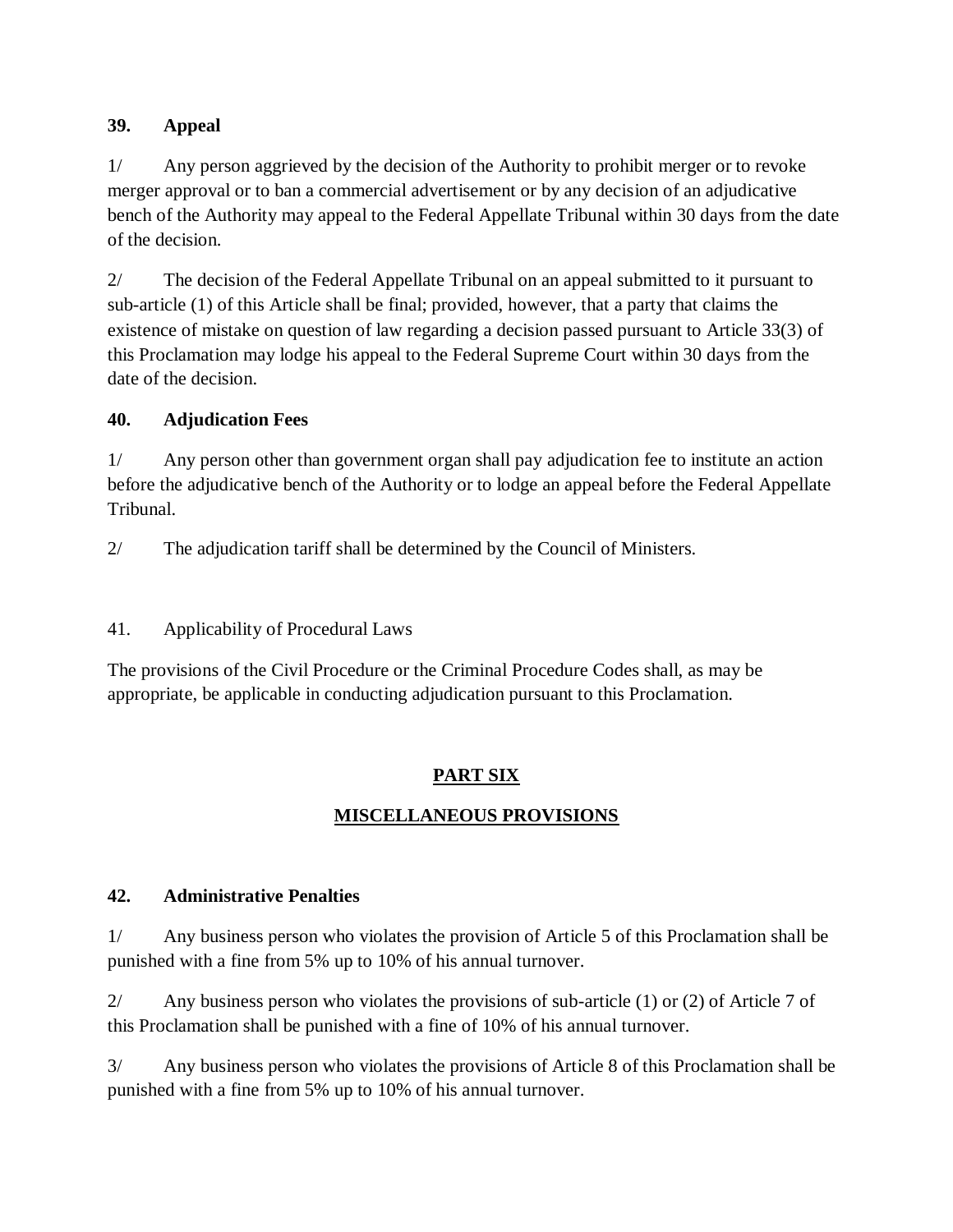**39. Appeal**

1/ Any person aggrieved by the decision of the Authority to prohibit merger or to revoke merger approval or to ban a commercial advertisement or by any decision of an adjudicative bench of the Authority may appeal to the Federal Appellate Tribunal within 30 days from the date of the decision.

2/ The decision of the Federal Appellate Tribunal on an appeal submitted to it pursuant to sub-article (1) of this Article shall be final; provided, however, that a party that claims the existence of mistake on question of law regarding a decision passed pursuant to Article 33(3) of this Proclamation may lodge his appeal to the Federal Supreme Court within 30 days from the date of the decision.

**40. Adjudication Fees**

1/ Any person other than government organ shall pay adjudication fee to institute an action before the adjudicative bench of the Authority or to lodge an appeal before the Federal Appellate Tribunal.

2/ The adjudication tariff shall be determined by the Council of Ministers.

41. Applicability of Procedural Laws

The provisions of the Civil Procedure or the Criminal Procedure Codes shall, as may be appropriate, be applicable in conducting adjudication pursuant to this Proclamation.

## PART SIX

## MISCELLANEOUS PROVISIONS

**42. Administrative Penalties**

1/ Any business person who violates the provision of Article 5 of this Proclamation shall be punished with a fine from 5% up to 10% of his annual turnover.

2/ Any business person who violates the provisions of sub-article (1) or (2) of Article 7 of this Proclamation shall be punished with a fine of 10% of his annual turnover.

3/ Any business person who violates the provisions of Article 8 of this Proclamation shall be punished with a fine from 5% up to 10% of his annual turnover.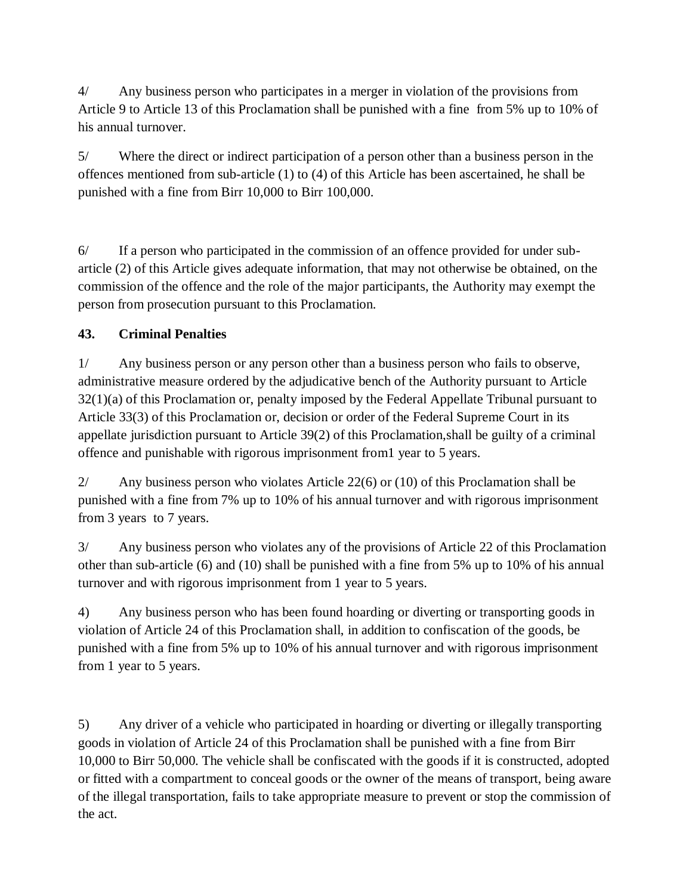4/ Any business person who participates in a merger in violation of the provisions from Article 9 to Article 13 of this Proclamation shall be punished with a fine from 5% up to 10% of his annual turnover.

5/ Where the direct or indirect participation of a person other than a business person in the offences mentioned from sub-article (1) to (4) of this Article has been ascertained, he shall be punished with a fine from Birr 10,000 to Birr 100,000.

6/ If a person who participated in the commission of an offence provided for under sub-article (2) of this Article gives adequate information, that may not otherwise be obtained, on the commission of the offence and the role of the major participants, the Authority may exempt the person from prosecution pursuant to this Proclamation.

**43. Criminal Penalties**

1/ Any business person or any person other than a business person who fails to observe, administrative measure ordered by the adjudicative bench of the Authority pursuant to Article 32(1)(a) of this Proclamation or, penalty imposed by the Federal Appellate Tribunal pursuant to Article 33(3) of this Proclamation or, decision or order of the Federal Supreme Court in its appellate jurisdiction pursuant to Article 39(2) of this Proclamation,shall be guilty of a criminal offence and punishable with rigorous imprisonment from1 year to 5 years.

2/ Any business person who violates Article 22(6) or (10) of this Proclamation shall be punished with a fine from 7% up to 10% of his annual turnover and with rigorous imprisonment from 3 years to 7 years.

3/ Any business person who violates any of the provisions of Article 22 of this Proclamation other than sub-article (6) and (10) shall be punished with a fine from 5% up to 10% of his annual turnover and with rigorous imprisonment from 1 year to 5 years.

4) Any business person who has been found hoarding or diverting or transporting goods in violation of Article 24 of this Proclamation shall, in addition to confiscation of the goods, be punished with a fine from 5% up to 10% of his annual turnover and with rigorous imprisonment from 1 year to 5 years.

5) Any driver of a vehicle who participated in hoarding or diverting or illegally transporting goods in violation of Article 24 of this Proclamation shall be punished with a fine from Birr 10,000 to Birr 50,000. The vehicle shall be confiscated with the goods if it is constructed, adopted or fitted with a compartment to conceal goods or the owner of the means of transport, being aware of the illegal transportation, fails to take appropriate measure to prevent or stop the commission of the act.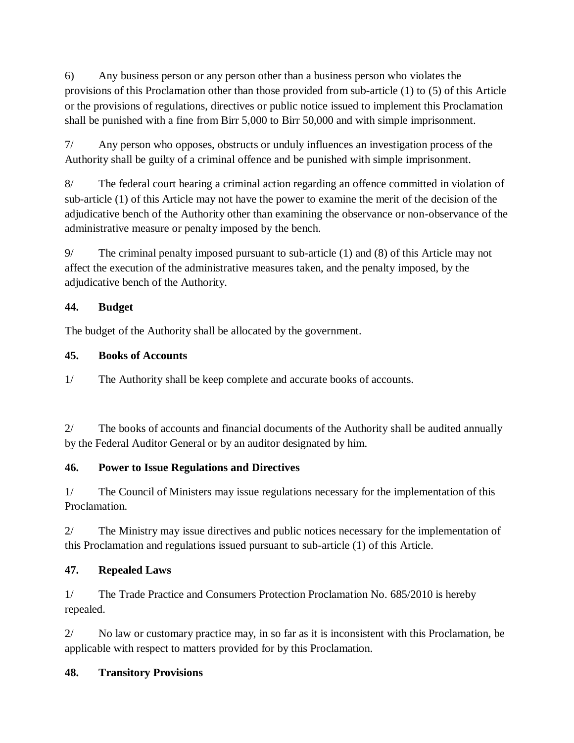6) Any business person or any person other than a business person who violates the provisions of this Proclamation other than those provided from sub-article (1) to (5) of this Article or the provisions of regulations, directives or public notice issued to implement this Proclamation shall be punished with a fine from Birr 5,000 to Birr 50,000 and with simple imprisonment.

7/ Any person who opposes, obstructs or unduly influences an investigation process of the Authority shall be guilty of a criminal offence and be punished with simple imprisonment.

8/ The federal court hearing a criminal action regarding an offence committed in violation of sub-article (1) of this Article may not have the power to examine the merit of the decision of the adjudicative bench of the Authority other than examining the observance or non-observance of the administrative measure or penalty imposed by the bench.

9/ The criminal penalty imposed pursuant to sub-article (1) and (8) of this Article may not affect the execution of the administrative measures taken, and the penalty imposed, by the adjudicative bench of the Authority.

**44. Budget**

The budget of the Authority shall be allocated by the government.

**45. Books of Accounts**

1/ The Authority shall be keep complete and accurate books of accounts.

2/ The books of accounts and financial documents of the Authority shall be audited annually by the Federal Auditor General or by an auditor designated by him.

**46. Power to Issue Regulations and Directives**

1/ The Council of Ministers may issue regulations necessary for the implementation of this Proclamation.

2/ The Ministry may issue directives and public notices necessary for the implementation of this Proclamation and regulations issued pursuant to sub-article (1) of this Article.

**47. Repealed Laws**

1/ The Trade Practice and Consumers Protection Proclamation No. 685/2010 is hereby repealed.

2/ No law or customary practice may, in so far as it is inconsistent with this Proclamation, be applicable with respect to matters provided for by this Proclamation.

**48. Transitory Provisions**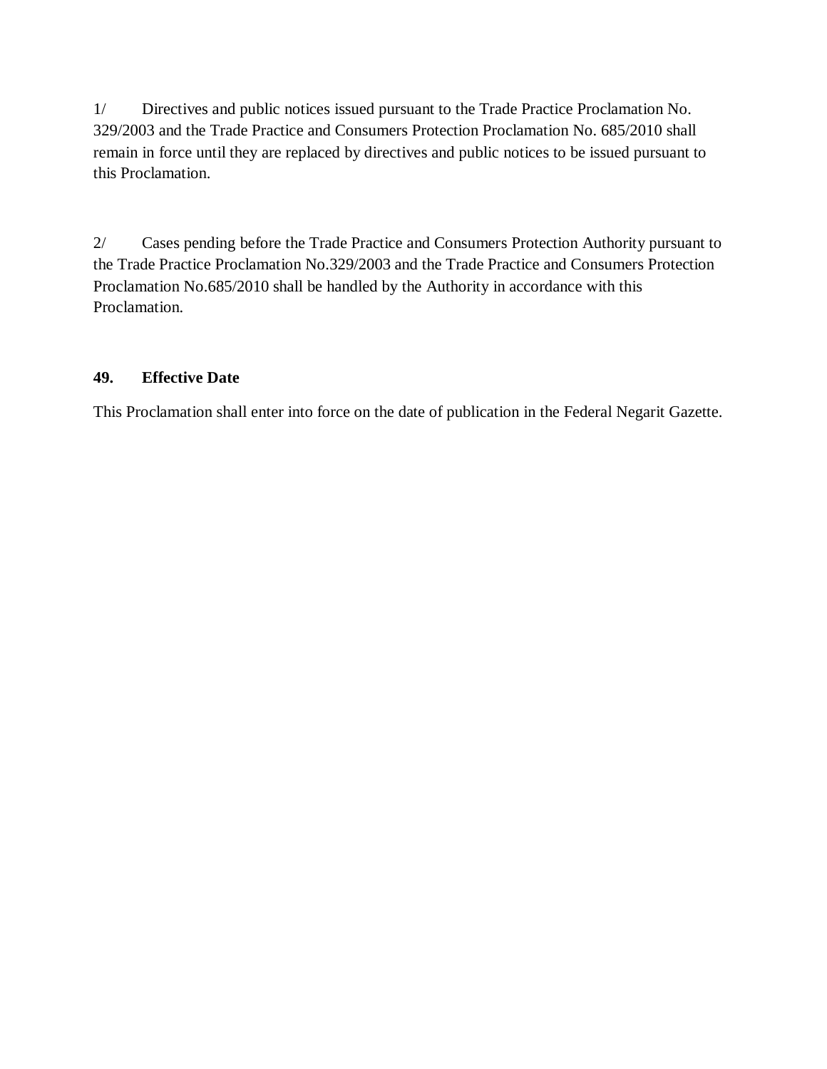1/ Directives and public notices issued pursuant to the Trade Practice Proclamation No. 329/2003 and the Trade Practice and Consumers Protection Proclamation No. 685/2010 shall remain in force until they are replaced by directives and public notices to be issued pursuant to this Proclamation.

2/ Cases pending before the Trade Practice and Consumers Protection Authority pursuant to the Trade Practice Proclamation No.329/2003 and the Trade Practice and Consumers Protection Proclamation No.685/2010 shall be handled by the Authority in accordance with this Proclamation.

### 49. Effective Date

This Proclamation shall enter into force on the date of publication in the Federal Negarit Gazette.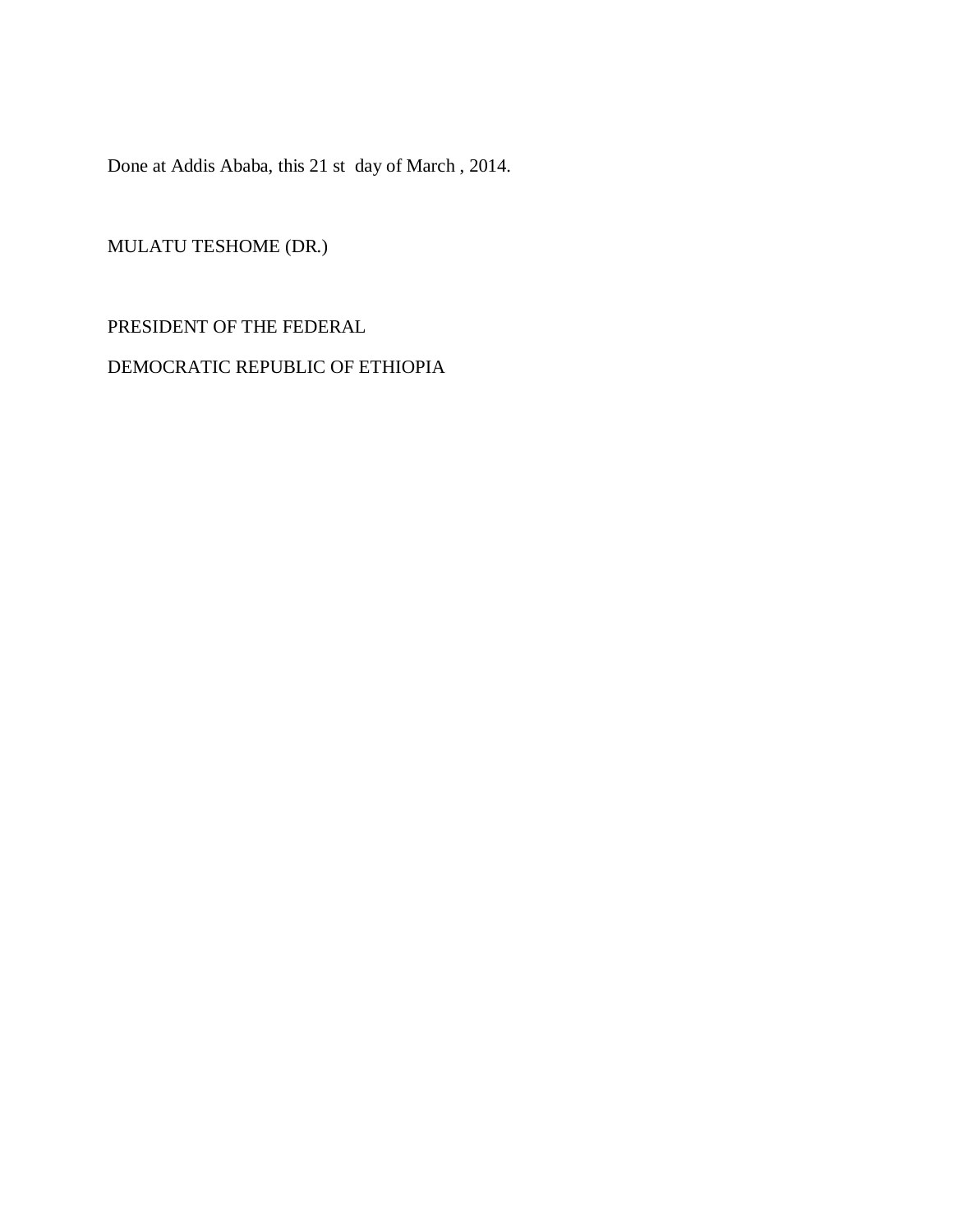Done at Addis Ababa, this 21 st day of March , 2014.

MULATU TESHOME (DR.)

PRESIDENT OF THE FEDERAL

DEMOCRATIC REPUBLIC OF ETHIOPIA